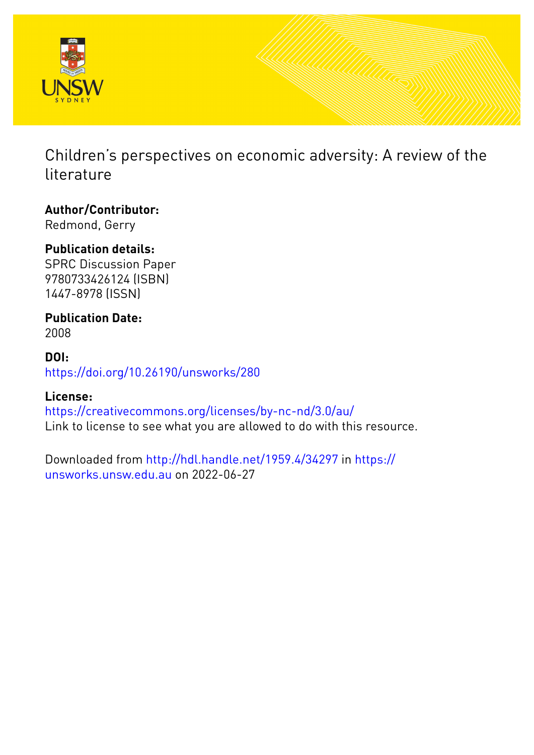# Children's perspectives on economic adversity: A review of the literature

**Author/Contributor:**
Redmond, Gerry

**Publication details:**
SPRC Discussion Paper
9780733426124 (ISBN)
1447-8978 (ISSN)

**Publication Date:**
2008

**DOI:**
https://doi.org/10.26190/unsworks/280

**License:**
https://creativecommons.org/licenses/by-nc-nd/3.0/au/
Link to license to see what you are allowed to do with this resource.

Downloaded from http://hdl.handle.net/1959.4/34297 in https://unsworks.unsw.edu.au on 2022-06-27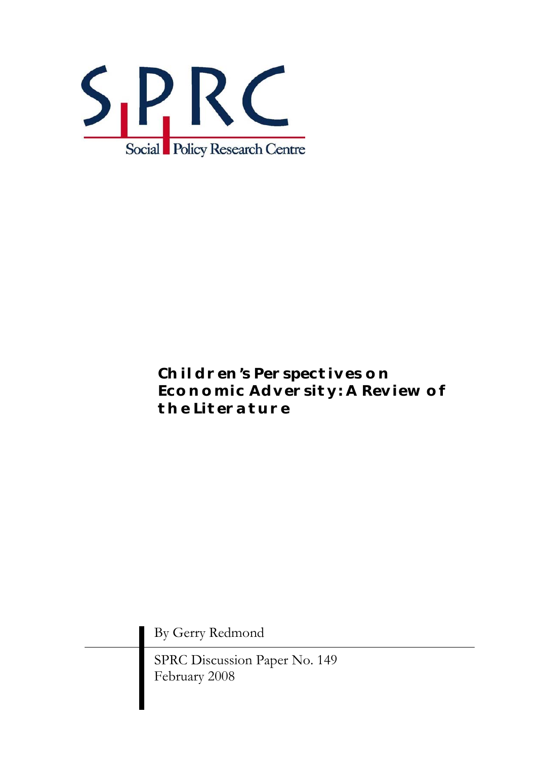SPRC

Social Policy Research Centre

# Children's Perspectives on Economic Adversity: A Review of the Literature

By Gerry Redmond

SPRC Discussion Paper No. 149
February 2008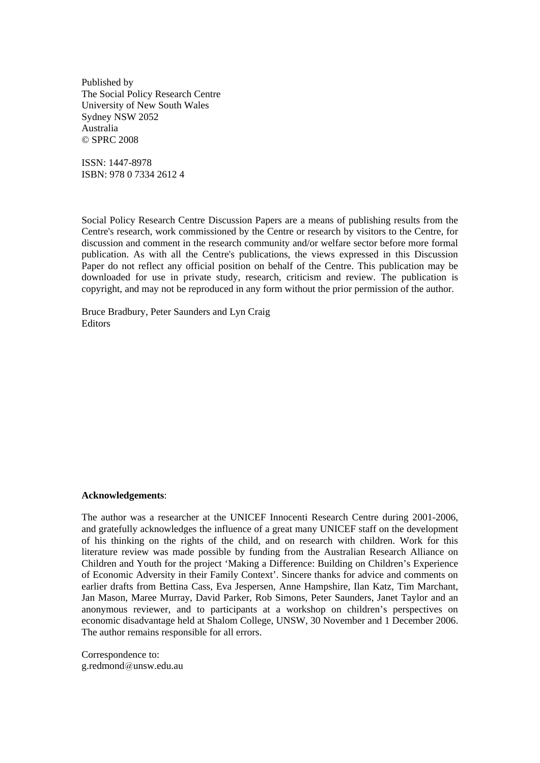Published by  
The Social Policy Research Centre  
University of New South Wales  
Sydney NSW 2052  
Australia  
© SPRC 2008

ISSN: 1447-8978  
ISBN: 978 0 7334 2612 4

Social Policy Research Centre Discussion Papers are a means of publishing results from the Centre's research, work commissioned by the Centre or research by visitors to the Centre, for discussion and comment in the research community and/or welfare sector before more formal publication. As with all the Centre's publications, the views expressed in this Discussion Paper do not reflect any official position on behalf of the Centre. This publication may be downloaded for use in private study, research, criticism and review. The publication is copyright, and may not be reproduced in any form without the prior permission of the author.

Bruce Bradbury, Peter Saunders and Lyn Craig  
Editors

**Acknowledgements**:

The author was a researcher at the UNICEF Innocenti Research Centre during 2001-2006, and gratefully acknowledges the influence of a great many UNICEF staff on the development of his thinking on the rights of the child, and on research with children. Work for this literature review was made possible by funding from the Australian Research Alliance on Children and Youth for the project 'Making a Difference: Building on Children's Experience of Economic Adversity in their Family Context'. Sincere thanks for advice and comments on earlier drafts from Bettina Cass, Eva Jespersen, Anne Hampshire, Ilan Katz, Tim Marchant, Jan Mason, Maree Murray, David Parker, Rob Simons, Peter Saunders, Janet Taylor and an anonymous reviewer, and to participants at a workshop on children's perspectives on economic disadvantage held at Shalom College, UNSW, 30 November and 1 December 2006. The author remains responsible for all errors.

Correspondence to:  
g.redmond@unsw.edu.au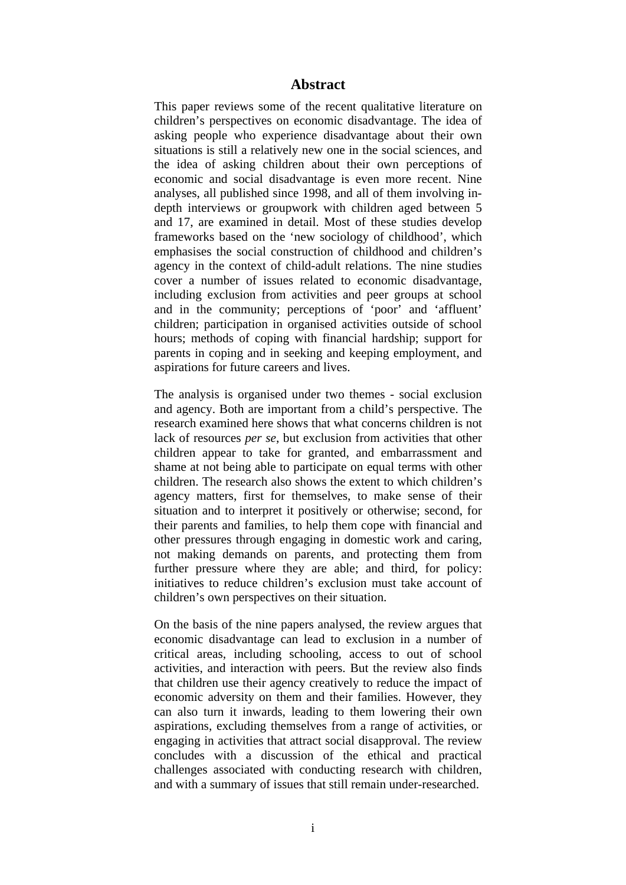## Abstract

This paper reviews some of the recent qualitative literature on children's perspectives on economic disadvantage. The idea of asking people who experience disadvantage about their own situations is still a relatively new one in the social sciences, and the idea of asking children about their own perceptions of economic and social disadvantage is even more recent. Nine analyses, all published since 1998, and all of them involving in-depth interviews or groupwork with children aged between 5 and 17, are examined in detail. Most of these studies develop frameworks based on the 'new sociology of childhood', which emphasises the social construction of childhood and children's agency in the context of child-adult relations. The nine studies cover a number of issues related to economic disadvantage, including exclusion from activities and peer groups at school and in the community; perceptions of 'poor' and 'affluent' children; participation in organised activities outside of school hours; methods of coping with financial hardship; support for parents in coping and in seeking and keeping employment, and aspirations for future careers and lives.

The analysis is organised under two themes - social exclusion and agency. Both are important from a child's perspective. The research examined here shows that what concerns children is not lack of resources *per se*, but exclusion from activities that other children appear to take for granted, and embarrassment and shame at not being able to participate on equal terms with other children. The research also shows the extent to which children's agency matters, first for themselves, to make sense of their situation and to interpret it positively or otherwise; second, for their parents and families, to help them cope with financial and other pressures through engaging in domestic work and caring, not making demands on parents, and protecting them from further pressure where they are able; and third, for policy: initiatives to reduce children's exclusion must take account of children's own perspectives on their situation.

On the basis of the nine papers analysed, the review argues that economic disadvantage can lead to exclusion in a number of critical areas, including schooling, access to out of school activities, and interaction with peers. But the review also finds that children use their agency creatively to reduce the impact of economic adversity on them and their families. However, they can also turn it inwards, leading to them lowering their own aspirations, excluding themselves from a range of activities, or engaging in activities that attract social disapproval. The review concludes with a discussion of the ethical and practical challenges associated with conducting research with children, and with a summary of issues that still remain under-researched.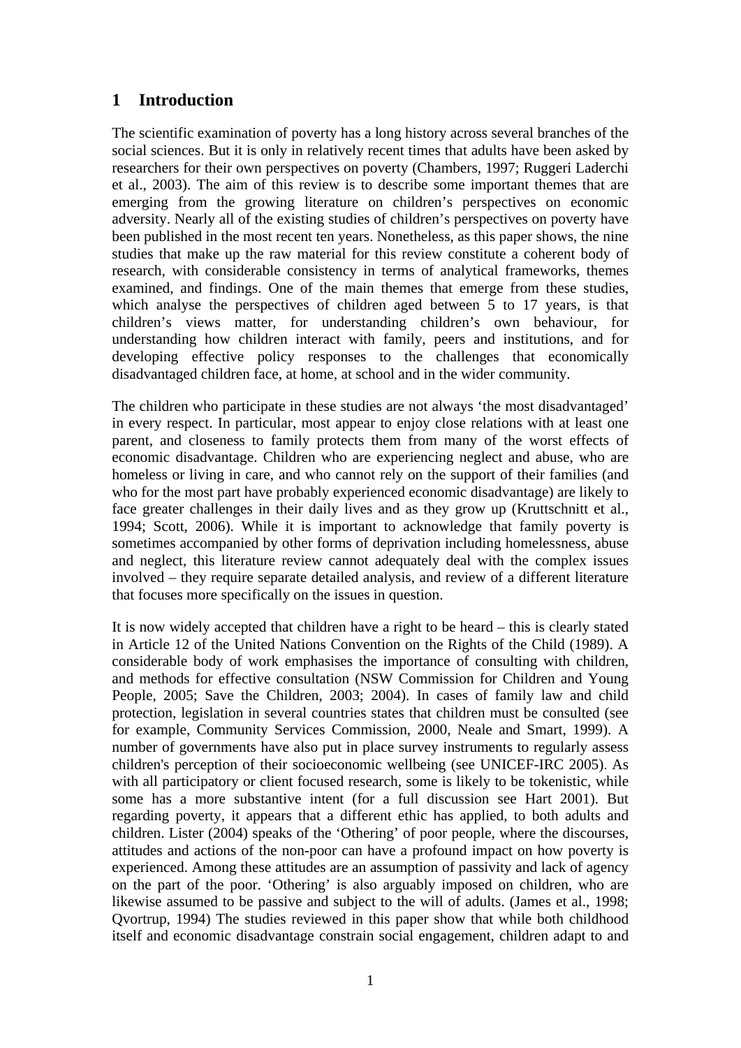# 1 Introduction

The scientific examination of poverty has a long history across several branches of the social sciences. But it is only in relatively recent times that adults have been asked by researchers for their own perspectives on poverty (Chambers, 1997; Ruggeri Laderchi et al., 2003). The aim of this review is to describe some important themes that are emerging from the growing literature on children's perspectives on economic adversity. Nearly all of the existing studies of children's perspectives on poverty have been published in the most recent ten years. Nonetheless, as this paper shows, the nine studies that make up the raw material for this review constitute a coherent body of research, with considerable consistency in terms of analytical frameworks, themes examined, and findings. One of the main themes that emerge from these studies, which analyse the perspectives of children aged between 5 to 17 years, is that children's views matter, for understanding children's own behaviour, for understanding how children interact with family, peers and institutions, and for developing effective policy responses to the challenges that economically disadvantaged children face, at home, at school and in the wider community.

The children who participate in these studies are not always 'the most disadvantaged' in every respect. In particular, most appear to enjoy close relations with at least one parent, and closeness to family protects them from many of the worst effects of economic disadvantage. Children who are experiencing neglect and abuse, who are homeless or living in care, and who cannot rely on the support of their families (and who for the most part have probably experienced economic disadvantage) are likely to face greater challenges in their daily lives and as they grow up (Kruttschnitt et al., 1994; Scott, 2006). While it is important to acknowledge that family poverty is sometimes accompanied by other forms of deprivation including homelessness, abuse and neglect, this literature review cannot adequately deal with the complex issues involved – they require separate detailed analysis, and review of a different literature that focuses more specifically on the issues in question.

It is now widely accepted that children have a right to be heard – this is clearly stated in Article 12 of the United Nations Convention on the Rights of the Child (1989). A considerable body of work emphasises the importance of consulting with children, and methods for effective consultation (NSW Commission for Children and Young People, 2005; Save the Children, 2003; 2004). In cases of family law and child protection, legislation in several countries states that children must be consulted (see for example, Community Services Commission, 2000, Neale and Smart, 1999). A number of governments have also put in place survey instruments to regularly assess children's perception of their socioeconomic wellbeing (see UNICEF-IRC 2005). As with all participatory or client focused research, some is likely to be tokenistic, while some has a more substantive intent (for a full discussion see Hart 2001). But regarding poverty, it appears that a different ethic has applied, to both adults and children. Lister (2004) speaks of the 'Othering' of poor people, where the discourses, attitudes and actions of the non-poor can have a profound impact on how poverty is experienced. Among these attitudes are an assumption of passivity and lack of agency on the part of the poor. 'Othering' is also arguably imposed on children, who are likewise assumed to be passive and subject to the will of adults. (James et al., 1998; Qvortrup, 1994) The studies reviewed in this paper show that while both childhood itself and economic disadvantage constrain social engagement, children adapt to and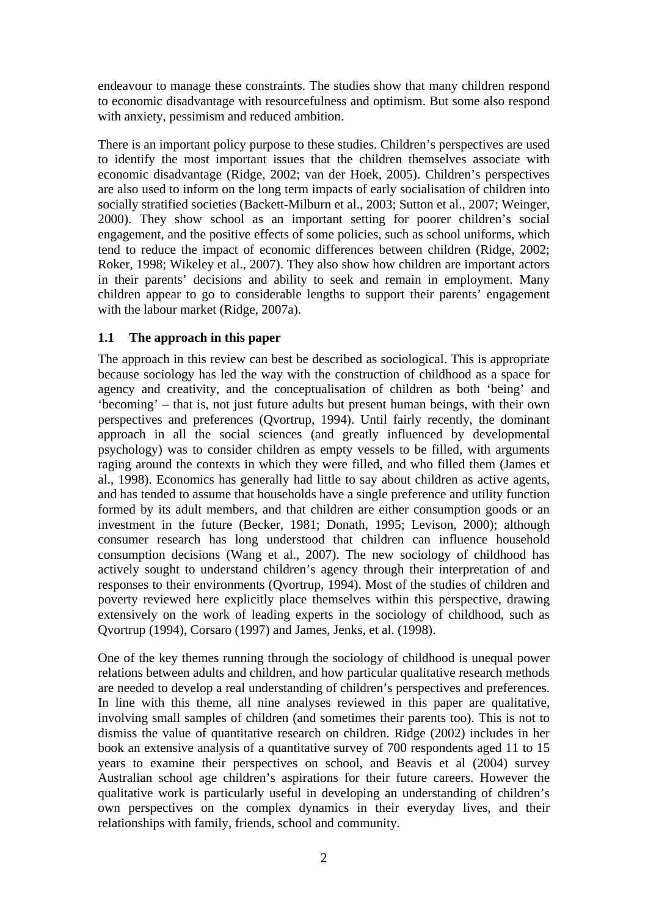endeavour to manage these constraints. The studies show that many children respond to economic disadvantage with resourcefulness and optimism. But some also respond with anxiety, pessimism and reduced ambition.

There is an important policy purpose to these studies. Children's perspectives are used to identify the most important issues that the children themselves associate with economic disadvantage (Ridge, 2002; van der Hoek, 2005). Children's perspectives are also used to inform on the long term impacts of early socialisation of children into socially stratified societies (Backett-Milburn et al., 2003; Sutton et al., 2007; Weinger, 2000). They show school as an important setting for poorer children's social engagement, and the positive effects of some policies, such as school uniforms, which tend to reduce the impact of economic differences between children (Ridge, 2002; Roker, 1998; Wikeley et al., 2007). They also show how children are important actors in their parents' decisions and ability to seek and remain in employment. Many children appear to go to considerable lengths to support their parents' engagement with the labour market (Ridge, 2007a).

### 1.1 The approach in this paper

The approach in this review can best be described as sociological. This is appropriate because sociology has led the way with the construction of childhood as a space for agency and creativity, and the conceptualisation of children as both 'being' and 'becoming' – that is, not just future adults but present human beings, with their own perspectives and preferences (Qvortrup, 1994). Until fairly recently, the dominant approach in all the social sciences (and greatly influenced by developmental psychology) was to consider children as empty vessels to be filled, with arguments raging around the contexts in which they were filled, and who filled them (James et al., 1998). Economics has generally had little to say about children as active agents, and has tended to assume that households have a single preference and utility function formed by its adult members, and that children are either consumption goods or an investment in the future (Becker, 1981; Donath, 1995; Levison, 2000); although consumer research has long understood that children can influence household consumption decisions (Wang et al., 2007). The new sociology of childhood has actively sought to understand children's agency through their interpretation of and responses to their environments (Qvortrup, 1994). Most of the studies of children and poverty reviewed here explicitly place themselves within this perspective, drawing extensively on the work of leading experts in the sociology of childhood, such as Qvortrup (1994), Corsaro (1997) and James, Jenks, et al. (1998).

One of the key themes running through the sociology of childhood is unequal power relations between adults and children, and how particular qualitative research methods are needed to develop a real understanding of children's perspectives and preferences. In line with this theme, all nine analyses reviewed in this paper are qualitative, involving small samples of children (and sometimes their parents too). This is not to dismiss the value of quantitative research on children. Ridge (2002) includes in her book an extensive analysis of a quantitative survey of 700 respondents aged 11 to 15 years to examine their perspectives on school, and Beavis et al (2004) survey Australian school age children's aspirations for their future careers. However the qualitative work is particularly useful in developing an understanding of children's own perspectives on the complex dynamics in their everyday lives, and their relationships with family, friends, school and community.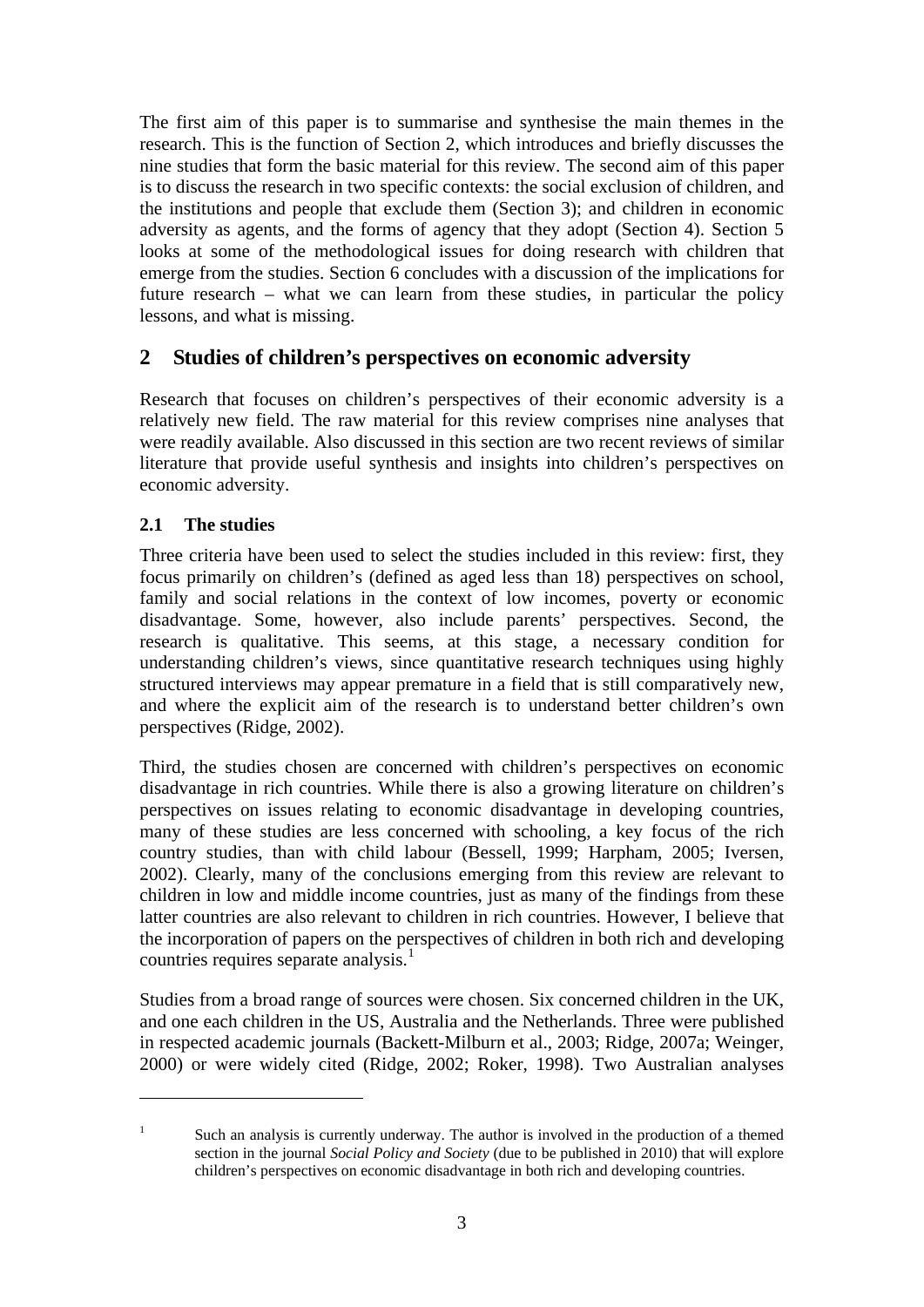The first aim of this paper is to summarise and synthesise the main themes in the research. This is the function of Section 2, which introduces and briefly discusses the nine studies that form the basic material for this review. The second aim of this paper is to discuss the research in two specific contexts: the social exclusion of children, and the institutions and people that exclude them (Section 3); and children in economic adversity as agents, and the forms of agency that they adopt (Section 4). Section 5 looks at some of the methodological issues for doing research with children that emerge from the studies. Section 6 concludes with a discussion of the implications for future research – what we can learn from these studies, in particular the policy lessons, and what is missing.

## 2 Studies of children's perspectives on economic adversity

Research that focuses on children's perspectives of their economic adversity is a relatively new field. The raw material for this review comprises nine analyses that were readily available. Also discussed in this section are two recent reviews of similar literature that provide useful synthesis and insights into children's perspectives on economic adversity.

### 2.1 The studies

Three criteria have been used to select the studies included in this review: first, they focus primarily on children's (defined as aged less than 18) perspectives on school, family and social relations in the context of low incomes, poverty or economic disadvantage. Some, however, also include parents' perspectives. Second, the research is qualitative. This seems, at this stage, a necessary condition for understanding children's views, since quantitative research techniques using highly structured interviews may appear premature in a field that is still comparatively new, and where the explicit aim of the research is to understand better children's own perspectives (Ridge, 2002).

Third, the studies chosen are concerned with children's perspectives on economic disadvantage in rich countries. While there is also a growing literature on children's perspectives on issues relating to economic disadvantage in developing countries, many of these studies are less concerned with schooling, a key focus of the rich country studies, than with child labour (Bessell, 1999; Harpham, 2005; Iversen, 2002). Clearly, many of the conclusions emerging from this review are relevant to children in low and middle income countries, just as many of the findings from these latter countries are also relevant to children in rich countries. However, I believe that the incorporation of papers on the perspectives of children in both rich and developing countries requires separate analysis.[1]

Studies from a broad range of sources were chosen. Six concerned children in the UK, and one each children in the US, Australia and the Netherlands. Three were published in respected academic journals (Backett-Milburn et al., 2003; Ridge, 2007a; Weinger, 2000) or were widely cited (Ridge, 2002; Roker, 1998). Two Australian analyses

[1] Such an analysis is currently underway. The author is involved in the production of a themed section in the journal *Social Policy and Society* (due to be published in 2010) that will explore children's perspectives on economic disadvantage in both rich and developing countries.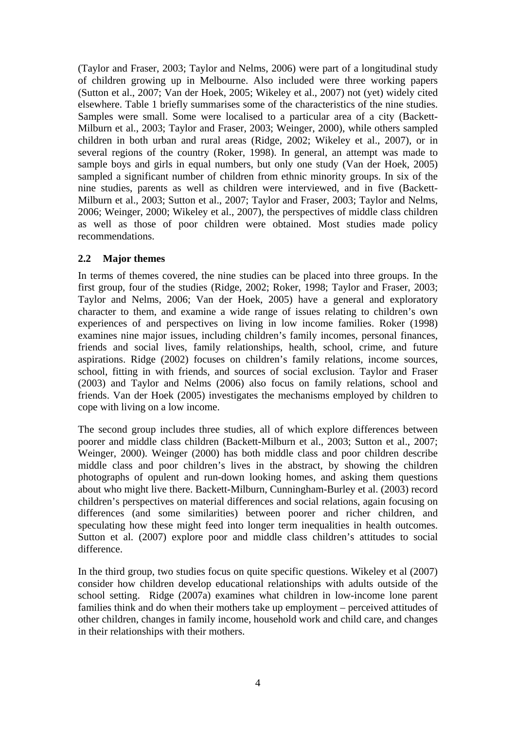(Taylor and Fraser, 2003; Taylor and Nelms, 2006) were part of a longitudinal study of children growing up in Melbourne. Also included were three working papers (Sutton et al., 2007; Van der Hoek, 2005; Wikeley et al., 2007) not (yet) widely cited elsewhere. Table 1 briefly summarises some of the characteristics of the nine studies. Samples were small. Some were localised to a particular area of a city (Backett-Milburn et al., 2003; Taylor and Fraser, 2003; Weinger, 2000), while others sampled children in both urban and rural areas (Ridge, 2002; Wikeley et al., 2007), or in several regions of the country (Roker, 1998). In general, an attempt was made to sample boys and girls in equal numbers, but only one study (Van der Hoek, 2005) sampled a significant number of children from ethnic minority groups. In six of the nine studies, parents as well as children were interviewed, and in five (Backett-Milburn et al., 2003; Sutton et al., 2007; Taylor and Fraser, 2003; Taylor and Nelms, 2006; Weinger, 2000; Wikeley et al., 2007), the perspectives of middle class children as well as those of poor children were obtained. Most studies made policy recommendations.

## 2.2 Major themes

In terms of themes covered, the nine studies can be placed into three groups. In the first group, four of the studies (Ridge, 2002; Roker, 1998; Taylor and Fraser, 2003; Taylor and Nelms, 2006; Van der Hoek, 2005) have a general and exploratory character to them, and examine a wide range of issues relating to children's own experiences of and perspectives on living in low income families. Roker (1998) examines nine major issues, including children's family incomes, personal finances, friends and social lives, family relationships, health, school, crime, and future aspirations. Ridge (2002) focuses on children's family relations, income sources, school, fitting in with friends, and sources of social exclusion. Taylor and Fraser (2003) and Taylor and Nelms (2006) also focus on family relations, school and friends. Van der Hoek (2005) investigates the mechanisms employed by children to cope with living on a low income.

The second group includes three studies, all of which explore differences between poorer and middle class children (Backett-Milburn et al., 2003; Sutton et al., 2007; Weinger, 2000). Weinger (2000) has both middle class and poor children describe middle class and poor children's lives in the abstract, by showing the children photographs of opulent and run-down looking homes, and asking them questions about who might live there. Backett-Milburn, Cunningham-Burley et al. (2003) record children's perspectives on material differences and social relations, again focusing on differences (and some similarities) between poorer and richer children, and speculating how these might feed into longer term inequalities in health outcomes. Sutton et al. (2007) explore poor and middle class children's attitudes to social difference.

In the third group, two studies focus on quite specific questions. Wikeley et al (2007) consider how children develop educational relationships with adults outside of the school setting. Ridge (2007a) examines what children in low-income lone parent families think and do when their mothers take up employment – perceived attitudes of other children, changes in family income, household work and child care, and changes in their relationships with their mothers.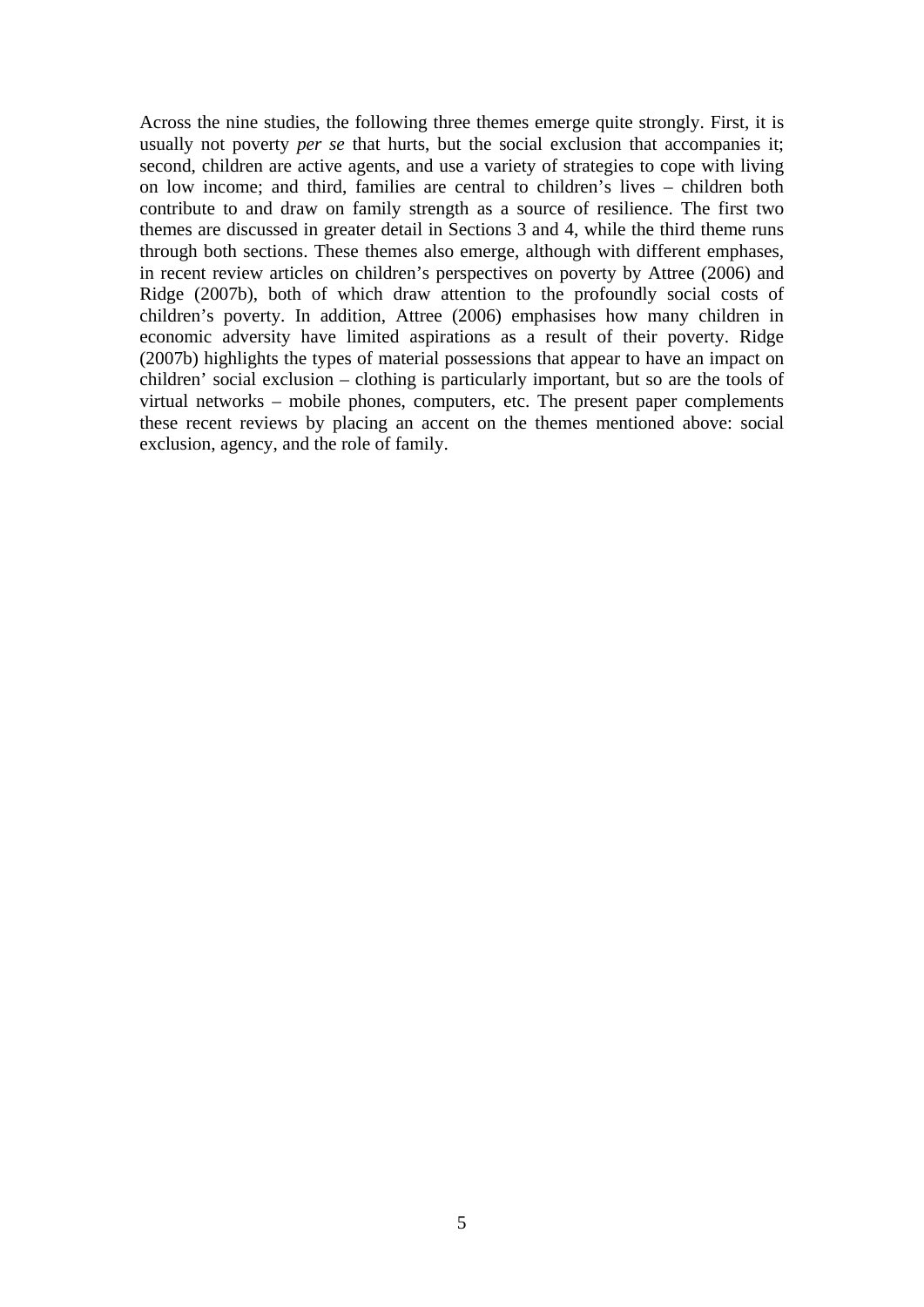Across the nine studies, the following three themes emerge quite strongly. First, it is usually not poverty *per se* that hurts, but the social exclusion that accompanies it; second, children are active agents, and use a variety of strategies to cope with living on low income; and third, families are central to children's lives – children both contribute to and draw on family strength as a source of resilience. The first two themes are discussed in greater detail in Sections 3 and 4, while the third theme runs through both sections. These themes also emerge, although with different emphases, in recent review articles on children's perspectives on poverty by Attree (2006) and Ridge (2007b), both of which draw attention to the profoundly social costs of children's poverty. In addition, Attree (2006) emphasises how many children in economic adversity have limited aspirations as a result of their poverty. Ridge (2007b) highlights the types of material possessions that appear to have an impact on children' social exclusion – clothing is particularly important, but so are the tools of virtual networks – mobile phones, computers, etc. The present paper complements these recent reviews by placing an accent on the themes mentioned above: social exclusion, agency, and the role of family.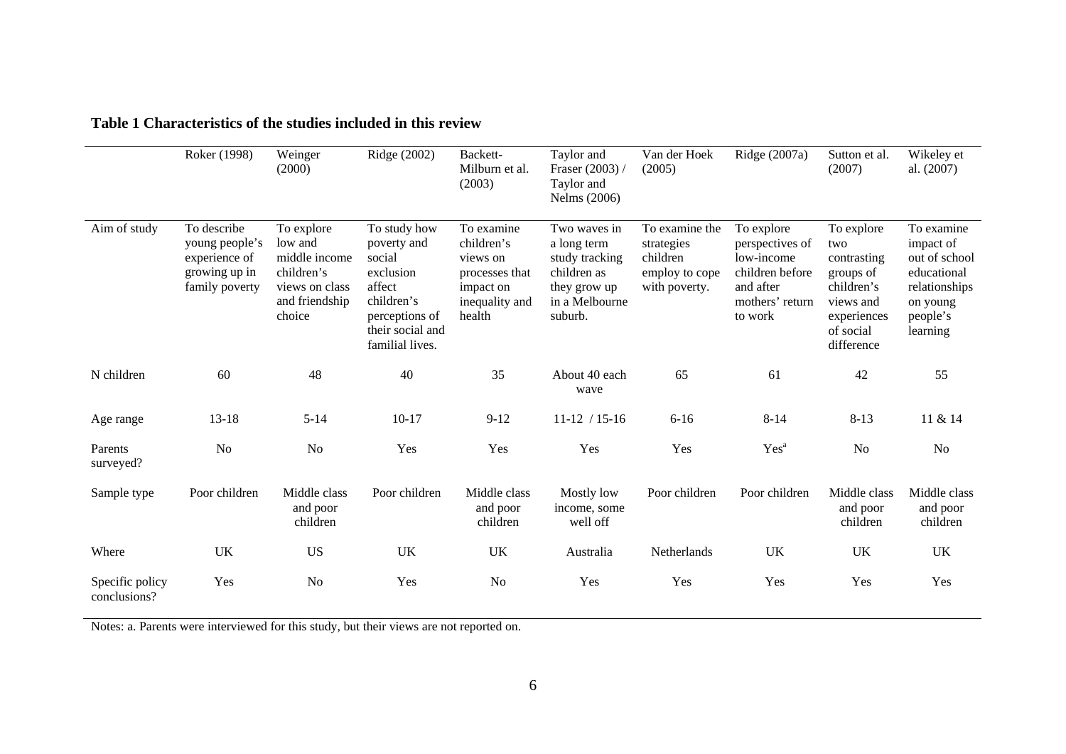**Table 1 Characteristics of the studies included in this review**

| | Roker (1998) | Weinger (2000) | Ridge (2002) | Backett-Milburn et al. (2003) | Taylor and Fraser (2003) / Taylor and Nelms (2006) | Van der Hoek (2005) | Ridge (2007a) | Sutton et al. (2007) | Wikeley et al. (2007) |
|---|---|---|---|---|---|---|---|---|---|
| Aim of study | To describe young people's experience of growing up in family poverty | To explore low and middle income children's views on class and friendship choice | To study how poverty and social exclusion affect children's perceptions of their social and familial lives. | To examine children's views on processes that impact on inequality and health | Two waves in a long term study tracking children as they grow up in a Melbourne suburb. | To examine the strategies children employ to cope with poverty. | To explore perspectives of low-income children before and after mothers' return to work | To explore two contrasting groups of children's views and experiences of social difference | To examine impact of out of school educational relationships on young people's learning |
| N children | 60 | 48 | 40 | 35 | About 40 each wave | 65 | 61 | 42 | 55 |
| Age range | 13-18 | 5-14 | 10-17 | 9-12 | 11-12 / 15-16 | 6-16 | 8-14 | 8-13 | 11 & 14 |
| Parents surveyed? | No | No | Yes | Yes | Yes | Yes | Yes[a] | No | No |
| Sample type | Poor children | Middle class and poor children | Poor children | Middle class and poor children | Mostly low income, some well off | Poor children | Poor children | Middle class and poor children | Middle class and poor children |
| Where | UK | US | UK | UK | Australia | Netherlands | UK | UK | UK |
| Specific policy conclusions? | Yes | No | Yes | No | Yes | Yes | Yes | Yes | Yes |

Notes: a. Parents were interviewed for this study, but their views are not reported on.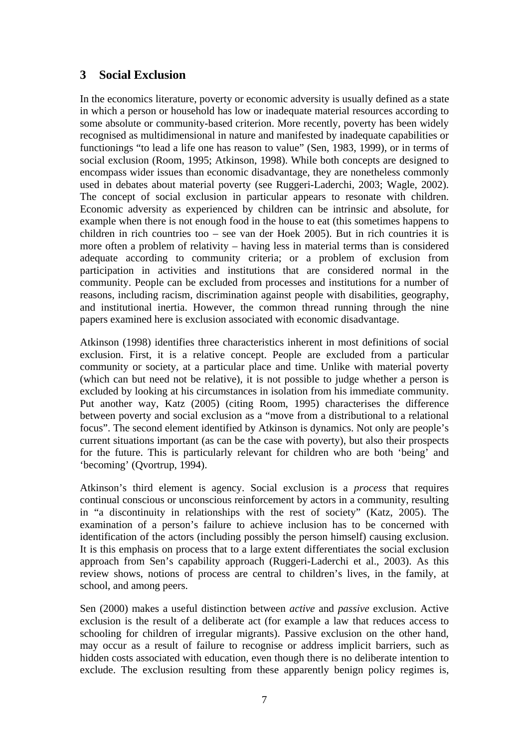## 3 Social Exclusion

In the economics literature, poverty or economic adversity is usually defined as a state in which a person or household has low or inadequate material resources according to some absolute or community-based criterion. More recently, poverty has been widely recognised as multidimensional in nature and manifested by inadequate capabilities or functionings "to lead a life one has reason to value" (Sen, 1983, 1999), or in terms of social exclusion (Room, 1995; Atkinson, 1998). While both concepts are designed to encompass wider issues than economic disadvantage, they are nonetheless commonly used in debates about material poverty (see Ruggeri-Laderchi, 2003; Wagle, 2002). The concept of social exclusion in particular appears to resonate with children. Economic adversity as experienced by children can be intrinsic and absolute, for example when there is not enough food in the house to eat (this sometimes happens to children in rich countries too – see van der Hoek 2005). But in rich countries it is more often a problem of relativity – having less in material terms than is considered adequate according to community criteria; or a problem of exclusion from participation in activities and institutions that are considered normal in the community. People can be excluded from processes and institutions for a number of reasons, including racism, discrimination against people with disabilities, geography, and institutional inertia. However, the common thread running through the nine papers examined here is exclusion associated with economic disadvantage.

Atkinson (1998) identifies three characteristics inherent in most definitions of social exclusion. First, it is a relative concept. People are excluded from a particular community or society, at a particular place and time. Unlike with material poverty (which can but need not be relative), it is not possible to judge whether a person is excluded by looking at his circumstances in isolation from his immediate community. Put another way, Katz (2005) (citing Room, 1995) characterises the difference between poverty and social exclusion as a "move from a distributional to a relational focus". The second element identified by Atkinson is dynamics. Not only are people's current situations important (as can be the case with poverty), but also their prospects for the future. This is particularly relevant for children who are both 'being' and 'becoming' (Qvortrup, 1994).

Atkinson's third element is agency. Social exclusion is a *process* that requires continual conscious or unconscious reinforcement by actors in a community, resulting in "a discontinuity in relationships with the rest of society" (Katz, 2005). The examination of a person's failure to achieve inclusion has to be concerned with identification of the actors (including possibly the person himself) causing exclusion. It is this emphasis on process that to a large extent differentiates the social exclusion approach from Sen's capability approach (Ruggeri-Laderchi et al., 2003). As this review shows, notions of process are central to children's lives, in the family, at school, and among peers.

Sen (2000) makes a useful distinction between *active* and *passive* exclusion. Active exclusion is the result of a deliberate act (for example a law that reduces access to schooling for children of irregular migrants). Passive exclusion on the other hand, may occur as a result of failure to recognise or address implicit barriers, such as hidden costs associated with education, even though there is no deliberate intention to exclude. The exclusion resulting from these apparently benign policy regimes is,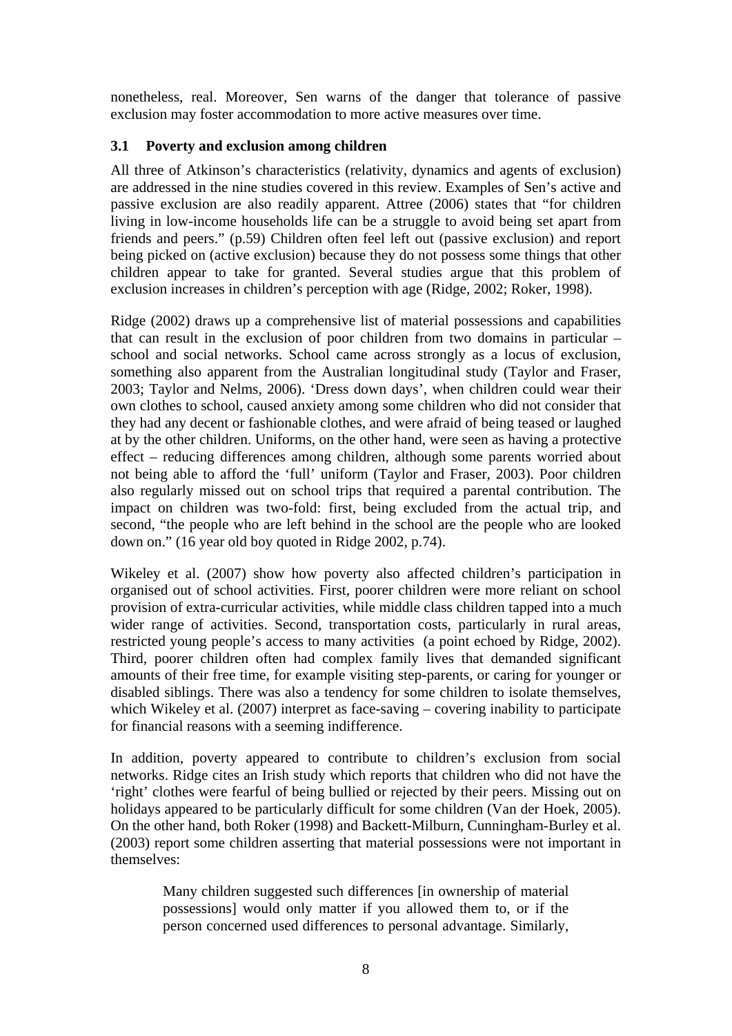nonetheless, real. Moreover, Sen warns of the danger that tolerance of passive exclusion may foster accommodation to more active measures over time.

### 3.1 Poverty and exclusion among children

All three of Atkinson's characteristics (relativity, dynamics and agents of exclusion) are addressed in the nine studies covered in this review. Examples of Sen's active and passive exclusion are also readily apparent. Attree (2006) states that "for children living in low-income households life can be a struggle to avoid being set apart from friends and peers." (p.59) Children often feel left out (passive exclusion) and report being picked on (active exclusion) because they do not possess some things that other children appear to take for granted. Several studies argue that this problem of exclusion increases in children's perception with age (Ridge, 2002; Roker, 1998).

Ridge (2002) draws up a comprehensive list of material possessions and capabilities that can result in the exclusion of poor children from two domains in particular – school and social networks. School came across strongly as a locus of exclusion, something also apparent from the Australian longitudinal study (Taylor and Fraser, 2003; Taylor and Nelms, 2006). 'Dress down days', when children could wear their own clothes to school, caused anxiety among some children who did not consider that they had any decent or fashionable clothes, and were afraid of being teased or laughed at by the other children. Uniforms, on the other hand, were seen as having a protective effect – reducing differences among children, although some parents worried about not being able to afford the 'full' uniform (Taylor and Fraser, 2003). Poor children also regularly missed out on school trips that required a parental contribution. The impact on children was two-fold: first, being excluded from the actual trip, and second, "the people who are left behind in the school are the people who are looked down on." (16 year old boy quoted in Ridge 2002, p.74).

Wikeley et al. (2007) show how poverty also affected children's participation in organised out of school activities. First, poorer children were more reliant on school provision of extra-curricular activities, while middle class children tapped into a much wider range of activities. Second, transportation costs, particularly in rural areas, restricted young people's access to many activities (a point echoed by Ridge, 2002). Third, poorer children often had complex family lives that demanded significant amounts of their free time, for example visiting step-parents, or caring for younger or disabled siblings. There was also a tendency for some children to isolate themselves, which Wikeley et al. (2007) interpret as face-saving – covering inability to participate for financial reasons with a seeming indifference.

In addition, poverty appeared to contribute to children's exclusion from social networks. Ridge cites an Irish study which reports that children who did not have the 'right' clothes were fearful of being bullied or rejected by their peers. Missing out on holidays appeared to be particularly difficult for some children (Van der Hoek, 2005). On the other hand, both Roker (1998) and Backett-Milburn, Cunningham-Burley et al. (2003) report some children asserting that material possessions were not important in themselves:

> Many children suggested such differences [in ownership of material possessions] would only matter if you allowed them to, or if the person concerned used differences to personal advantage. Similarly,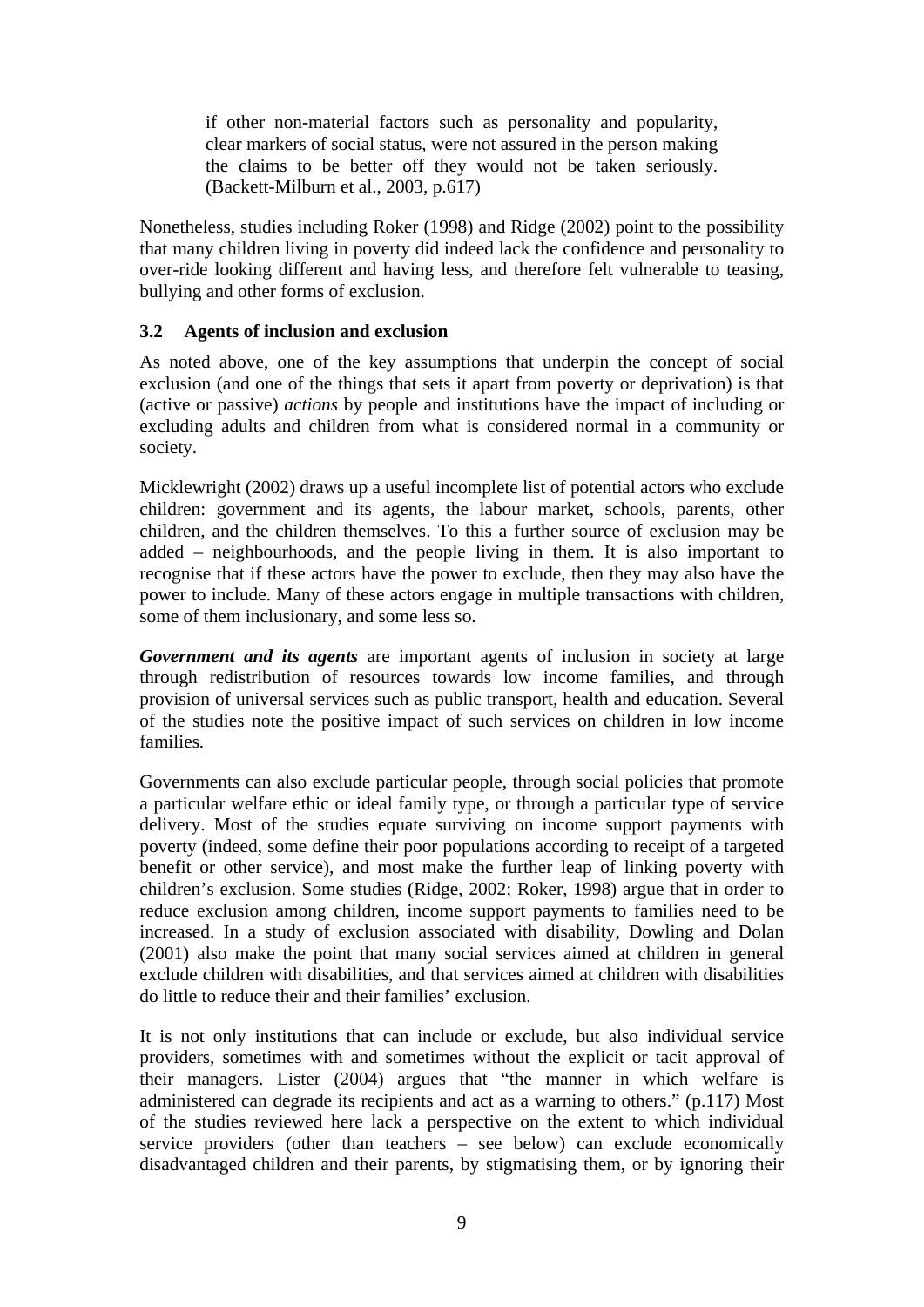> if other non-material factors such as personality and popularity, clear markers of social status, were not assured in the person making the claims to be better off they would not be taken seriously. (Backett-Milburn et al., 2003, p.617)

Nonetheless, studies including Roker (1998) and Ridge (2002) point to the possibility that many children living in poverty did indeed lack the confidence and personality to over-ride looking different and having less, and therefore felt vulnerable to teasing, bullying and other forms of exclusion.

### 3.2 Agents of inclusion and exclusion

As noted above, one of the key assumptions that underpin the concept of social exclusion (and one of the things that sets it apart from poverty or deprivation) is that (active or passive) *actions* by people and institutions have the impact of including or excluding adults and children from what is considered normal in a community or society.

Micklewright (2002) draws up a useful incomplete list of potential actors who exclude children: government and its agents, the labour market, schools, parents, other children, and the children themselves. To this a further source of exclusion may be added – neighbourhoods, and the people living in them. It is also important to recognise that if these actors have the power to exclude, then they may also have the power to include. Many of these actors engage in multiple transactions with children, some of them inclusionary, and some less so.

***Government and its agents*** are important agents of inclusion in society at large through redistribution of resources towards low income families, and through provision of universal services such as public transport, health and education. Several of the studies note the positive impact of such services on children in low income families.

Governments can also exclude particular people, through social policies that promote a particular welfare ethic or ideal family type, or through a particular type of service delivery. Most of the studies equate surviving on income support payments with poverty (indeed, some define their poor populations according to receipt of a targeted benefit or other service), and most make the further leap of linking poverty with children's exclusion. Some studies (Ridge, 2002; Roker, 1998) argue that in order to reduce exclusion among children, income support payments to families need to be increased. In a study of exclusion associated with disability, Dowling and Dolan (2001) also make the point that many social services aimed at children in general exclude children with disabilities, and that services aimed at children with disabilities do little to reduce their and their families' exclusion.

It is not only institutions that can include or exclude, but also individual service providers, sometimes with and sometimes without the explicit or tacit approval of their managers. Lister (2004) argues that "the manner in which welfare is administered can degrade its recipients and act as a warning to others." (p.117) Most of the studies reviewed here lack a perspective on the extent to which individual service providers (other than teachers – see below) can exclude economically disadvantaged children and their parents, by stigmatising them, or by ignoring their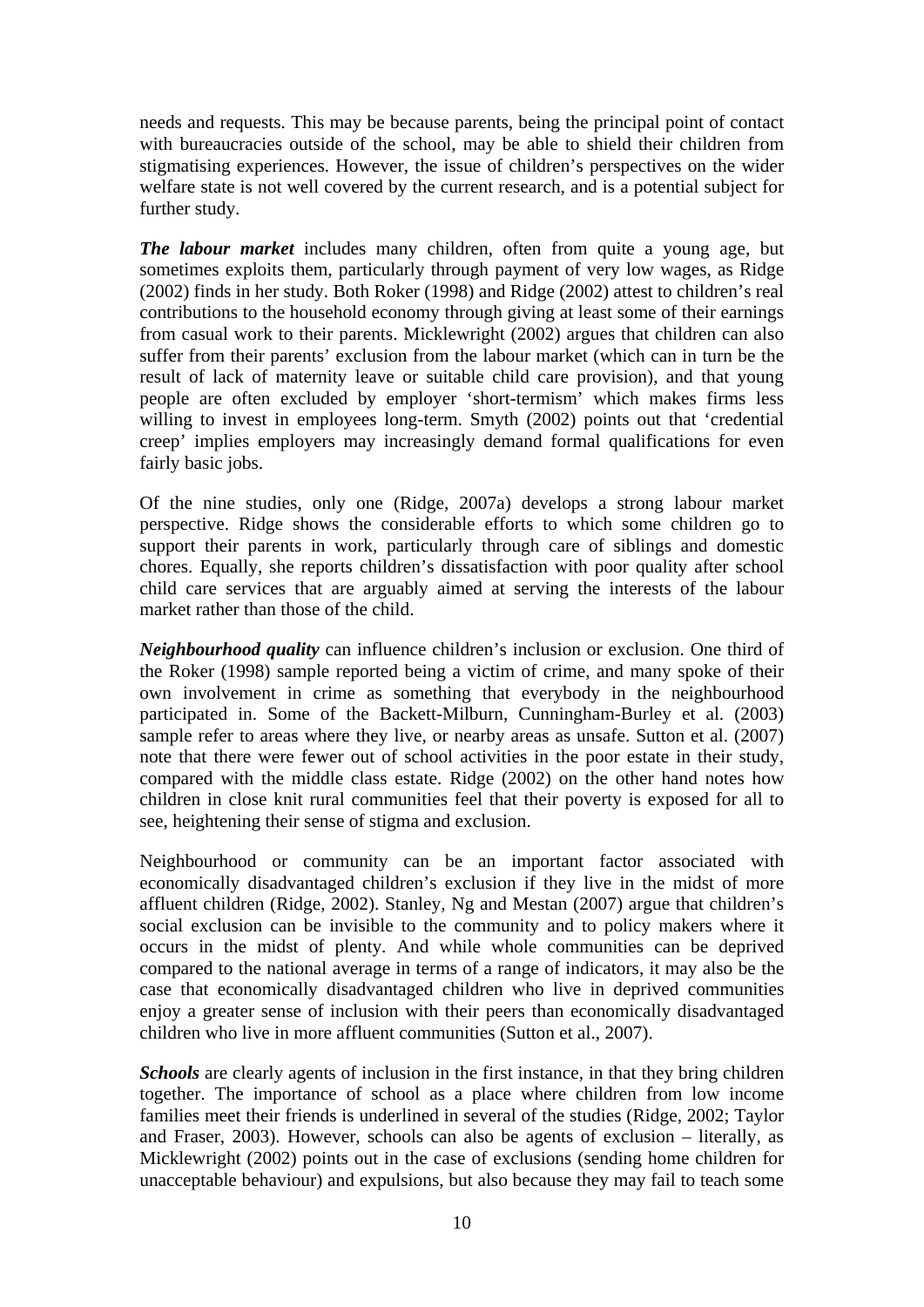needs and requests. This may be because parents, being the principal point of contact with bureaucracies outside of the school, may be able to shield their children from stigmatising experiences. However, the issue of children's perspectives on the wider welfare state is not well covered by the current research, and is a potential subject for further study.

***The labour market*** includes many children, often from quite a young age, but sometimes exploits them, particularly through payment of very low wages, as Ridge (2002) finds in her study. Both Roker (1998) and Ridge (2002) attest to children's real contributions to the household economy through giving at least some of their earnings from casual work to their parents. Micklewright (2002) argues that children can also suffer from their parents' exclusion from the labour market (which can in turn be the result of lack of maternity leave or suitable child care provision), and that young people are often excluded by employer 'short-termism' which makes firms less willing to invest in employees long-term. Smyth (2002) points out that 'credential creep' implies employers may increasingly demand formal qualifications for even fairly basic jobs.

Of the nine studies, only one (Ridge, 2007a) develops a strong labour market perspective. Ridge shows the considerable efforts to which some children go to support their parents in work, particularly through care of siblings and domestic chores. Equally, she reports children's dissatisfaction with poor quality after school child care services that are arguably aimed at serving the interests of the labour market rather than those of the child.

***Neighbourhood quality*** can influence children's inclusion or exclusion. One third of the Roker (1998) sample reported being a victim of crime, and many spoke of their own involvement in crime as something that everybody in the neighbourhood participated in. Some of the Backett-Milburn, Cunningham-Burley et al. (2003) sample refer to areas where they live, or nearby areas as unsafe. Sutton et al. (2007) note that there were fewer out of school activities in the poor estate in their study, compared with the middle class estate. Ridge (2002) on the other hand notes how children in close knit rural communities feel that their poverty is exposed for all to see, heightening their sense of stigma and exclusion.

Neighbourhood or community can be an important factor associated with economically disadvantaged children's exclusion if they live in the midst of more affluent children (Ridge, 2002). Stanley, Ng and Mestan (2007) argue that children's social exclusion can be invisible to the community and to policy makers where it occurs in the midst of plenty. And while whole communities can be deprived compared to the national average in terms of a range of indicators, it may also be the case that economically disadvantaged children who live in deprived communities enjoy a greater sense of inclusion with their peers than economically disadvantaged children who live in more affluent communities (Sutton et al., 2007).

***Schools*** are clearly agents of inclusion in the first instance, in that they bring children together. The importance of school as a place where children from low income families meet their friends is underlined in several of the studies (Ridge, 2002; Taylor and Fraser, 2003). However, schools can also be agents of exclusion – literally, as Micklewright (2002) points out in the case of exclusions (sending home children for unacceptable behaviour) and expulsions, but also because they may fail to teach some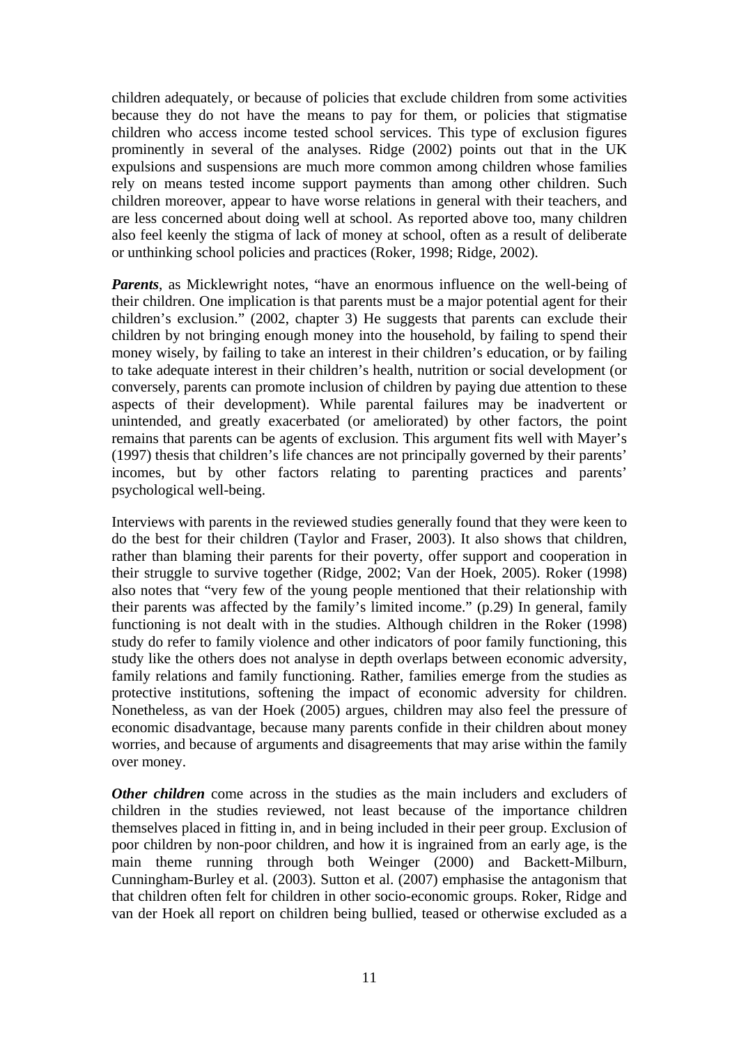children adequately, or because of policies that exclude children from some activities because they do not have the means to pay for them, or policies that stigmatise children who access income tested school services. This type of exclusion figures prominently in several of the analyses. Ridge (2002) points out that in the UK expulsions and suspensions are much more common among children whose families rely on means tested income support payments than among other children. Such children moreover, appear to have worse relations in general with their teachers, and are less concerned about doing well at school. As reported above too, many children also feel keenly the stigma of lack of money at school, often as a result of deliberate or unthinking school policies and practices (Roker, 1998; Ridge, 2002).

***Parents***, as Micklewright notes, "have an enormous influence on the well-being of their children. One implication is that parents must be a major potential agent for their children's exclusion." (2002, chapter 3) He suggests that parents can exclude their children by not bringing enough money into the household, by failing to spend their money wisely, by failing to take an interest in their children's education, or by failing to take adequate interest in their children's health, nutrition or social development (or conversely, parents can promote inclusion of children by paying due attention to these aspects of their development). While parental failures may be inadvertent or unintended, and greatly exacerbated (or ameliorated) by other factors, the point remains that parents can be agents of exclusion. This argument fits well with Mayer's (1997) thesis that children's life chances are not principally governed by their parents' incomes, but by other factors relating to parenting practices and parents' psychological well-being.

Interviews with parents in the reviewed studies generally found that they were keen to do the best for their children (Taylor and Fraser, 2003). It also shows that children, rather than blaming their parents for their poverty, offer support and cooperation in their struggle to survive together (Ridge, 2002; Van der Hoek, 2005). Roker (1998) also notes that "very few of the young people mentioned that their relationship with their parents was affected by the family's limited income." (p.29) In general, family functioning is not dealt with in the studies. Although children in the Roker (1998) study do refer to family violence and other indicators of poor family functioning, this study like the others does not analyse in depth overlaps between economic adversity, family relations and family functioning. Rather, families emerge from the studies as protective institutions, softening the impact of economic adversity for children. Nonetheless, as van der Hoek (2005) argues, children may also feel the pressure of economic disadvantage, because many parents confide in their children about money worries, and because of arguments and disagreements that may arise within the family over money.

***Other children*** come across in the studies as the main includers and excluders of children in the studies reviewed, not least because of the importance children themselves placed in fitting in, and in being included in their peer group. Exclusion of poor children by non-poor children, and how it is ingrained from an early age, is the main theme running through both Weinger (2000) and Backett-Milburn, Cunningham-Burley et al. (2003). Sutton et al. (2007) emphasise the antagonism that that children often felt for children in other socio-economic groups. Roker, Ridge and van der Hoek all report on children being bullied, teased or otherwise excluded as a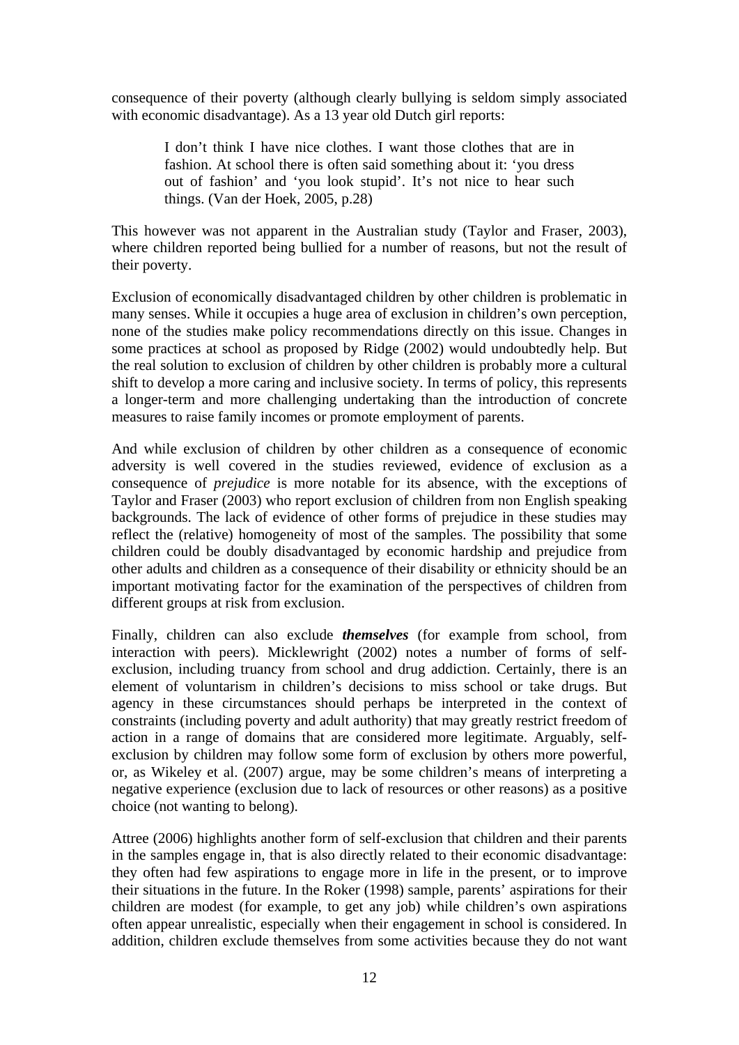consequence of their poverty (although clearly bullying is seldom simply associated with economic disadvantage). As a 13 year old Dutch girl reports:

> I don't think I have nice clothes. I want those clothes that are in fashion. At school there is often said something about it: 'you dress out of fashion' and 'you look stupid'. It's not nice to hear such things. (Van der Hoek, 2005, p.28)

This however was not apparent in the Australian study (Taylor and Fraser, 2003), where children reported being bullied for a number of reasons, but not the result of their poverty.

Exclusion of economically disadvantaged children by other children is problematic in many senses. While it occupies a huge area of exclusion in children's own perception, none of the studies make policy recommendations directly on this issue. Changes in some practices at school as proposed by Ridge (2002) would undoubtedly help. But the real solution to exclusion of children by other children is probably more a cultural shift to develop a more caring and inclusive society. In terms of policy, this represents a longer-term and more challenging undertaking than the introduction of concrete measures to raise family incomes or promote employment of parents.

And while exclusion of children by other children as a consequence of economic adversity is well covered in the studies reviewed, evidence of exclusion as a consequence of *prejudice* is more notable for its absence, with the exceptions of Taylor and Fraser (2003) who report exclusion of children from non English speaking backgrounds. The lack of evidence of other forms of prejudice in these studies may reflect the (relative) homogeneity of most of the samples. The possibility that some children could be doubly disadvantaged by economic hardship and prejudice from other adults and children as a consequence of their disability or ethnicity should be an important motivating factor for the examination of the perspectives of children from different groups at risk from exclusion.

Finally, children can also exclude ***themselves*** (for example from school, from interaction with peers). Micklewright (2002) notes a number of forms of self-exclusion, including truancy from school and drug addiction. Certainly, there is an element of voluntarism in children's decisions to miss school or take drugs. But agency in these circumstances should perhaps be interpreted in the context of constraints (including poverty and adult authority) that may greatly restrict freedom of action in a range of domains that are considered more legitimate. Arguably, self-exclusion by children may follow some form of exclusion by others more powerful, or, as Wikeley et al. (2007) argue, may be some children's means of interpreting a negative experience (exclusion due to lack of resources or other reasons) as a positive choice (not wanting to belong).

Attree (2006) highlights another form of self-exclusion that children and their parents in the samples engage in, that is also directly related to their economic disadvantage: they often had few aspirations to engage more in life in the present, or to improve their situations in the future. In the Roker (1998) sample, parents' aspirations for their children are modest (for example, to get any job) while children's own aspirations often appear unrealistic, especially when their engagement in school is considered. In addition, children exclude themselves from some activities because they do not want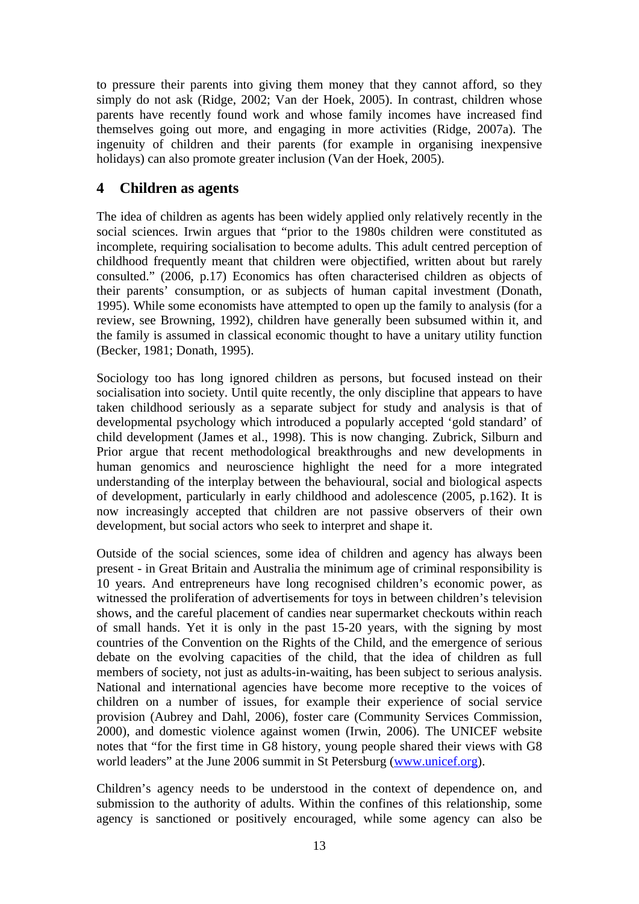to pressure their parents into giving them money that they cannot afford, so they simply do not ask (Ridge, 2002; Van der Hoek, 2005). In contrast, children whose parents have recently found work and whose family incomes have increased find themselves going out more, and engaging in more activities (Ridge, 2007a). The ingenuity of children and their parents (for example in organising inexpensive holidays) can also promote greater inclusion (Van der Hoek, 2005).

## 4 Children as agents

The idea of children as agents has been widely applied only relatively recently in the social sciences. Irwin argues that "prior to the 1980s children were constituted as incomplete, requiring socialisation to become adults. This adult centred perception of childhood frequently meant that children were objectified, written about but rarely consulted." (2006, p.17) Economics has often characterised children as objects of their parents' consumption, or as subjects of human capital investment (Donath, 1995). While some economists have attempted to open up the family to analysis (for a review, see Browning, 1992), children have generally been subsumed within it, and the family is assumed in classical economic thought to have a unitary utility function (Becker, 1981; Donath, 1995).

Sociology too has long ignored children as persons, but focused instead on their socialisation into society. Until quite recently, the only discipline that appears to have taken childhood seriously as a separate subject for study and analysis is that of developmental psychology which introduced a popularly accepted 'gold standard' of child development (James et al., 1998). This is now changing. Zubrick, Silburn and Prior argue that recent methodological breakthroughs and new developments in human genomics and neuroscience highlight the need for a more integrated understanding of the interplay between the behavioural, social and biological aspects of development, particularly in early childhood and adolescence (2005, p.162). It is now increasingly accepted that children are not passive observers of their own development, but social actors who seek to interpret and shape it.

Outside of the social sciences, some idea of children and agency has always been present - in Great Britain and Australia the minimum age of criminal responsibility is 10 years. And entrepreneurs have long recognised children's economic power, as witnessed the proliferation of advertisements for toys in between children's television shows, and the careful placement of candies near supermarket checkouts within reach of small hands. Yet it is only in the past 15-20 years, with the signing by most countries of the Convention on the Rights of the Child, and the emergence of serious debate on the evolving capacities of the child, that the idea of children as full members of society, not just as adults-in-waiting, has been subject to serious analysis. National and international agencies have become more receptive to the voices of children on a number of issues, for example their experience of social service provision (Aubrey and Dahl, 2006), foster care (Community Services Commission, 2000), and domestic violence against women (Irwin, 2006). The UNICEF website notes that "for the first time in G8 history, young people shared their views with G8 world leaders" at the June 2006 summit in St Petersburg (www.unicef.org).

Children's agency needs to be understood in the context of dependence on, and submission to the authority of adults. Within the confines of this relationship, some agency is sanctioned or positively encouraged, while some agency can also be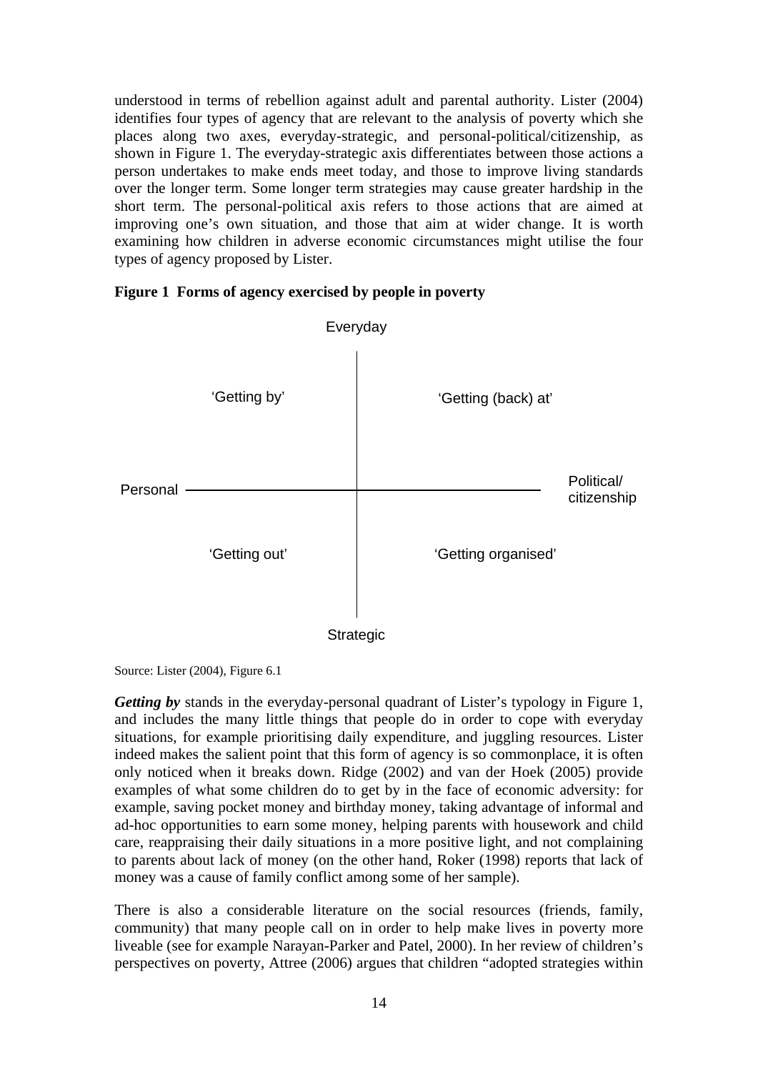understood in terms of rebellion against adult and parental authority. Lister (2004) identifies four types of agency that are relevant to the analysis of poverty which she places along two axes, everyday-strategic, and personal-political/citizenship, as shown in Figure 1. The everyday-strategic axis differentiates between those actions a person undertakes to make ends meet today, and those to improve living standards over the longer term. Some longer term strategies may cause greater hardship in the short term. The personal-political axis refers to those actions that are aimed at improving one's own situation, and those that aim at wider change. It is worth examining how children in adverse economic circumstances might utilise the four types of agency proposed by Lister.

**Figure 1 Forms of agency exercised by people in poverty**

| | Personal | Political/ citizenship |
|---|---|---|
| **Everyday** | 'Getting by' | 'Getting (back) at' |
| **Strategic** | 'Getting out' | 'Getting organised' |

Source: Lister (2004), Figure 6.1

***Getting by*** stands in the everyday-personal quadrant of Lister's typology in Figure 1, and includes the many little things that people do in order to cope with everyday situations, for example prioritising daily expenditure, and juggling resources. Lister indeed makes the salient point that this form of agency is so commonplace, it is often only noticed when it breaks down. Ridge (2002) and van der Hoek (2005) provide examples of what some children do to get by in the face of economic adversity: for example, saving pocket money and birthday money, taking advantage of informal and ad-hoc opportunities to earn some money, helping parents with housework and child care, reappraising their daily situations in a more positive light, and not complaining to parents about lack of money (on the other hand, Roker (1998) reports that lack of money was a cause of family conflict among some of her sample).

There is also a considerable literature on the social resources (friends, family, community) that many people call on in order to help make lives in poverty more liveable (see for example Narayan-Parker and Patel, 2000). In her review of children's perspectives on poverty, Attree (2006) argues that children "adopted strategies within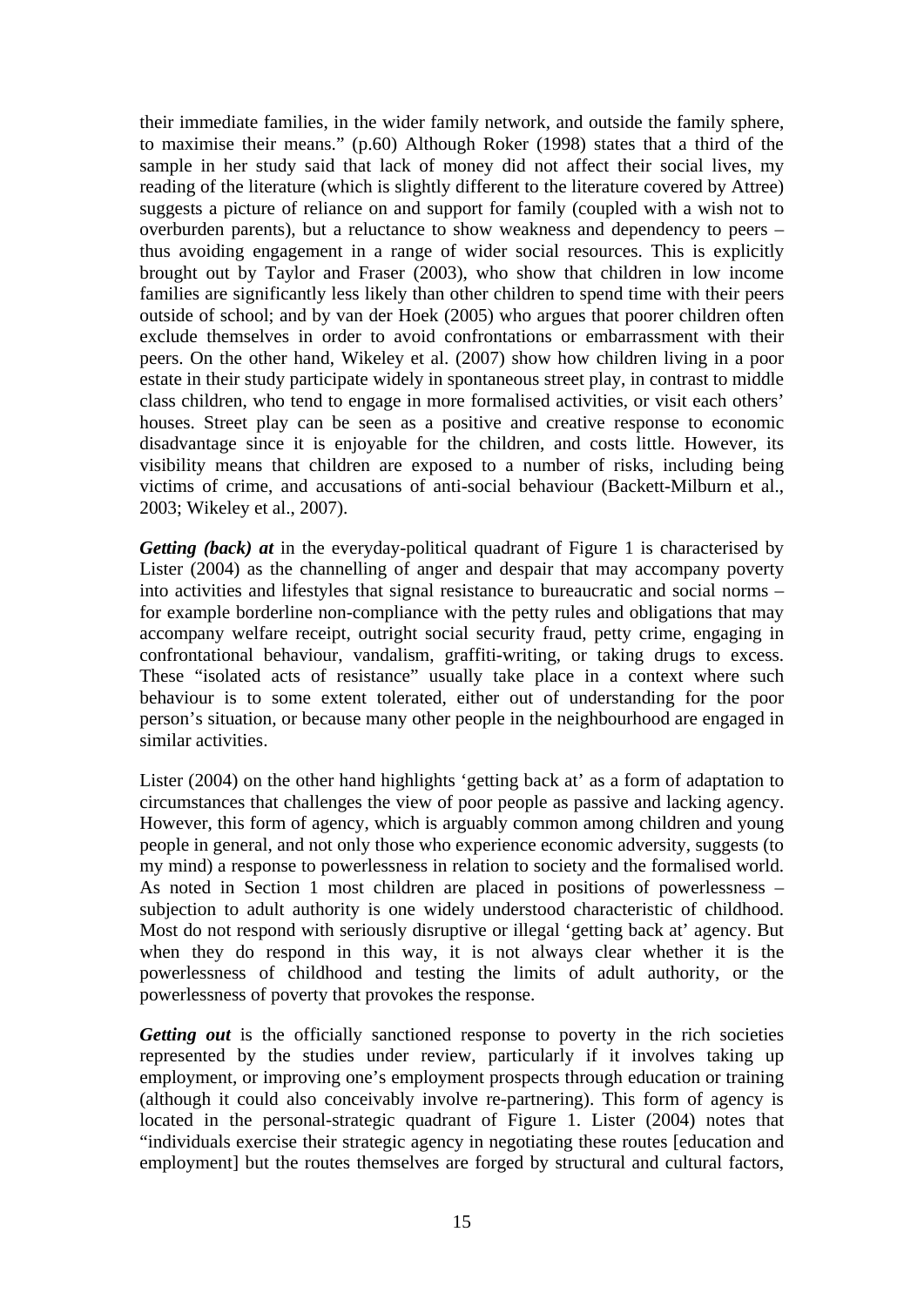their immediate families, in the wider family network, and outside the family sphere, to maximise their means." (p.60) Although Roker (1998) states that a third of the sample in her study said that lack of money did not affect their social lives, my reading of the literature (which is slightly different to the literature covered by Attree) suggests a picture of reliance on and support for family (coupled with a wish not to overburden parents), but a reluctance to show weakness and dependency to peers – thus avoiding engagement in a range of wider social resources. This is explicitly brought out by Taylor and Fraser (2003), who show that children in low income families are significantly less likely than other children to spend time with their peers outside of school; and by van der Hoek (2005) who argues that poorer children often exclude themselves in order to avoid confrontations or embarrassment with their peers. On the other hand, Wikeley et al. (2007) show how children living in a poor estate in their study participate widely in spontaneous street play, in contrast to middle class children, who tend to engage in more formalised activities, or visit each others' houses. Street play can be seen as a positive and creative response to economic disadvantage since it is enjoyable for the children, and costs little. However, its visibility means that children are exposed to a number of risks, including being victims of crime, and accusations of anti-social behaviour (Backett-Milburn et al., 2003; Wikeley et al., 2007).

***Getting (back) at*** in the everyday-political quadrant of Figure 1 is characterised by Lister (2004) as the channelling of anger and despair that may accompany poverty into activities and lifestyles that signal resistance to bureaucratic and social norms – for example borderline non-compliance with the petty rules and obligations that may accompany welfare receipt, outright social security fraud, petty crime, engaging in confrontational behaviour, vandalism, graffiti-writing, or taking drugs to excess. These "isolated acts of resistance" usually take place in a context where such behaviour is to some extent tolerated, either out of understanding for the poor person's situation, or because many other people in the neighbourhood are engaged in similar activities.

Lister (2004) on the other hand highlights 'getting back at' as a form of adaptation to circumstances that challenges the view of poor people as passive and lacking agency. However, this form of agency, which is arguably common among children and young people in general, and not only those who experience economic adversity, suggests (to my mind) a response to powerlessness in relation to society and the formalised world. As noted in Section 1 most children are placed in positions of powerlessness – subjection to adult authority is one widely understood characteristic of childhood. Most do not respond with seriously disruptive or illegal 'getting back at' agency. But when they do respond in this way, it is not always clear whether it is the powerlessness of childhood and testing the limits of adult authority, or the powerlessness of poverty that provokes the response.

***Getting out*** is the officially sanctioned response to poverty in the rich societies represented by the studies under review, particularly if it involves taking up employment, or improving one's employment prospects through education or training (although it could also conceivably involve re-partnering). This form of agency is located in the personal-strategic quadrant of Figure 1. Lister (2004) notes that "individuals exercise their strategic agency in negotiating these routes [education and employment] but the routes themselves are forged by structural and cultural factors,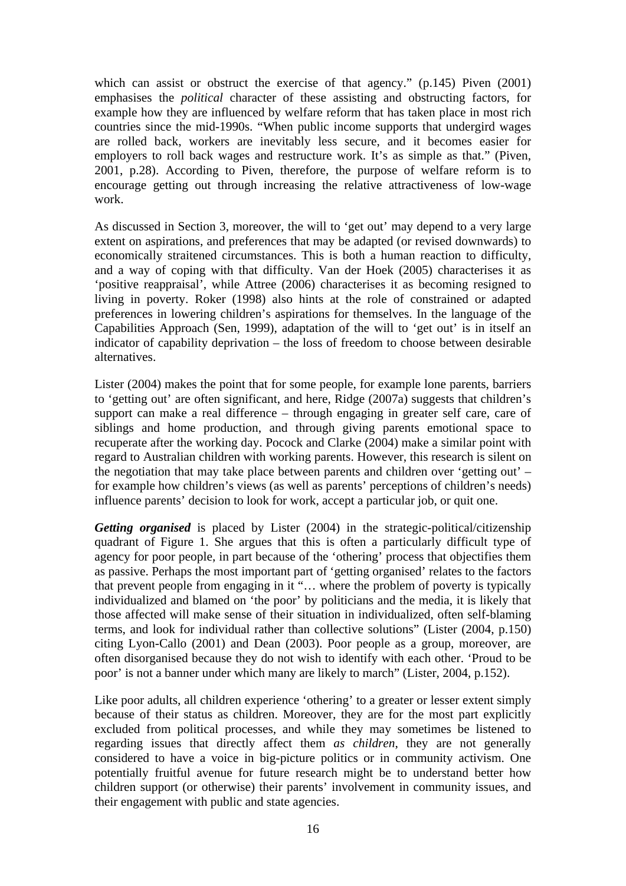which can assist or obstruct the exercise of that agency." (p.145) Piven (2001) emphasises the *political* character of these assisting and obstructing factors, for example how they are influenced by welfare reform that has taken place in most rich countries since the mid-1990s. "When public income supports that undergird wages are rolled back, workers are inevitably less secure, and it becomes easier for employers to roll back wages and restructure work. It's as simple as that." (Piven, 2001, p.28). According to Piven, therefore, the purpose of welfare reform is to encourage getting out through increasing the relative attractiveness of low-wage work.

As discussed in Section 3, moreover, the will to 'get out' may depend to a very large extent on aspirations, and preferences that may be adapted (or revised downwards) to economically straitened circumstances. This is both a human reaction to difficulty, and a way of coping with that difficulty. Van der Hoek (2005) characterises it as 'positive reappraisal', while Attree (2006) characterises it as becoming resigned to living in poverty. Roker (1998) also hints at the role of constrained or adapted preferences in lowering children's aspirations for themselves. In the language of the Capabilities Approach (Sen, 1999), adaptation of the will to 'get out' is in itself an indicator of capability deprivation – the loss of freedom to choose between desirable alternatives.

Lister (2004) makes the point that for some people, for example lone parents, barriers to 'getting out' are often significant, and here, Ridge (2007a) suggests that children's support can make a real difference – through engaging in greater self care, care of siblings and home production, and through giving parents emotional space to recuperate after the working day. Pocock and Clarke (2004) make a similar point with regard to Australian children with working parents. However, this research is silent on the negotiation that may take place between parents and children over 'getting out' – for example how children's views (as well as parents' perceptions of children's needs) influence parents' decision to look for work, accept a particular job, or quit one.

***Getting organised*** is placed by Lister (2004) in the strategic-political/citizenship quadrant of Figure 1. She argues that this is often a particularly difficult type of agency for poor people, in part because of the 'othering' process that objectifies them as passive. Perhaps the most important part of 'getting organised' relates to the factors that prevent people from engaging in it "… where the problem of poverty is typically individualized and blamed on 'the poor' by politicians and the media, it is likely that those affected will make sense of their situation in individualized, often self-blaming terms, and look for individual rather than collective solutions" (Lister (2004, p.150) citing Lyon-Callo (2001) and Dean (2003). Poor people as a group, moreover, are often disorganised because they do not wish to identify with each other. 'Proud to be poor' is not a banner under which many are likely to march" (Lister, 2004, p.152).

Like poor adults, all children experience 'othering' to a greater or lesser extent simply because of their status as children. Moreover, they are for the most part explicitly excluded from political processes, and while they may sometimes be listened to regarding issues that directly affect them *as children*, they are not generally considered to have a voice in big-picture politics or in community activism. One potentially fruitful avenue for future research might be to understand better how children support (or otherwise) their parents' involvement in community issues, and their engagement with public and state agencies.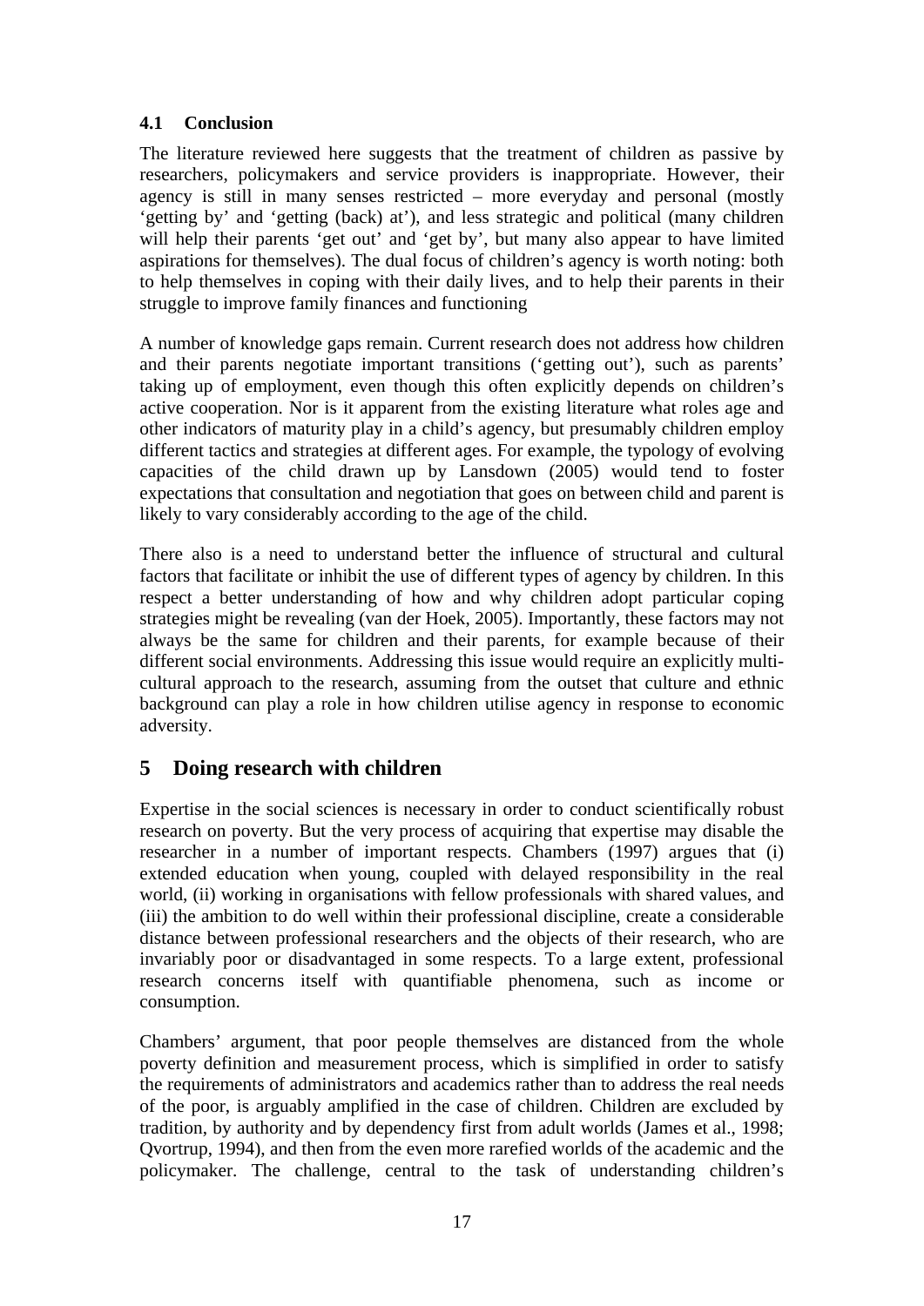### 4.1 Conclusion

The literature reviewed here suggests that the treatment of children as passive by researchers, policymakers and service providers is inappropriate. However, their agency is still in many senses restricted – more everyday and personal (mostly 'getting by' and 'getting (back) at'), and less strategic and political (many children will help their parents 'get out' and 'get by', but many also appear to have limited aspirations for themselves). The dual focus of children's agency is worth noting: both to help themselves in coping with their daily lives, and to help their parents in their struggle to improve family finances and functioning

A number of knowledge gaps remain. Current research does not address how children and their parents negotiate important transitions ('getting out'), such as parents' taking up of employment, even though this often explicitly depends on children's active cooperation. Nor is it apparent from the existing literature what roles age and other indicators of maturity play in a child's agency, but presumably children employ different tactics and strategies at different ages. For example, the typology of evolving capacities of the child drawn up by Lansdown (2005) would tend to foster expectations that consultation and negotiation that goes on between child and parent is likely to vary considerably according to the age of the child.

There also is a need to understand better the influence of structural and cultural factors that facilitate or inhibit the use of different types of agency by children. In this respect a better understanding of how and why children adopt particular coping strategies might be revealing (van der Hoek, 2005). Importantly, these factors may not always be the same for children and their parents, for example because of their different social environments. Addressing this issue would require an explicitly multi-cultural approach to the research, assuming from the outset that culture and ethnic background can play a role in how children utilise agency in response to economic adversity.

## 5 Doing research with children

Expertise in the social sciences is necessary in order to conduct scientifically robust research on poverty. But the very process of acquiring that expertise may disable the researcher in a number of important respects. Chambers (1997) argues that (i) extended education when young, coupled with delayed responsibility in the real world, (ii) working in organisations with fellow professionals with shared values, and (iii) the ambition to do well within their professional discipline, create a considerable distance between professional researchers and the objects of their research, who are invariably poor or disadvantaged in some respects. To a large extent, professional research concerns itself with quantifiable phenomena, such as income or consumption.

Chambers' argument, that poor people themselves are distanced from the whole poverty definition and measurement process, which is simplified in order to satisfy the requirements of administrators and academics rather than to address the real needs of the poor, is arguably amplified in the case of children. Children are excluded by tradition, by authority and by dependency first from adult worlds (James et al., 1998; Qvortrup, 1994), and then from the even more rarefied worlds of the academic and the policymaker. The challenge, central to the task of understanding children's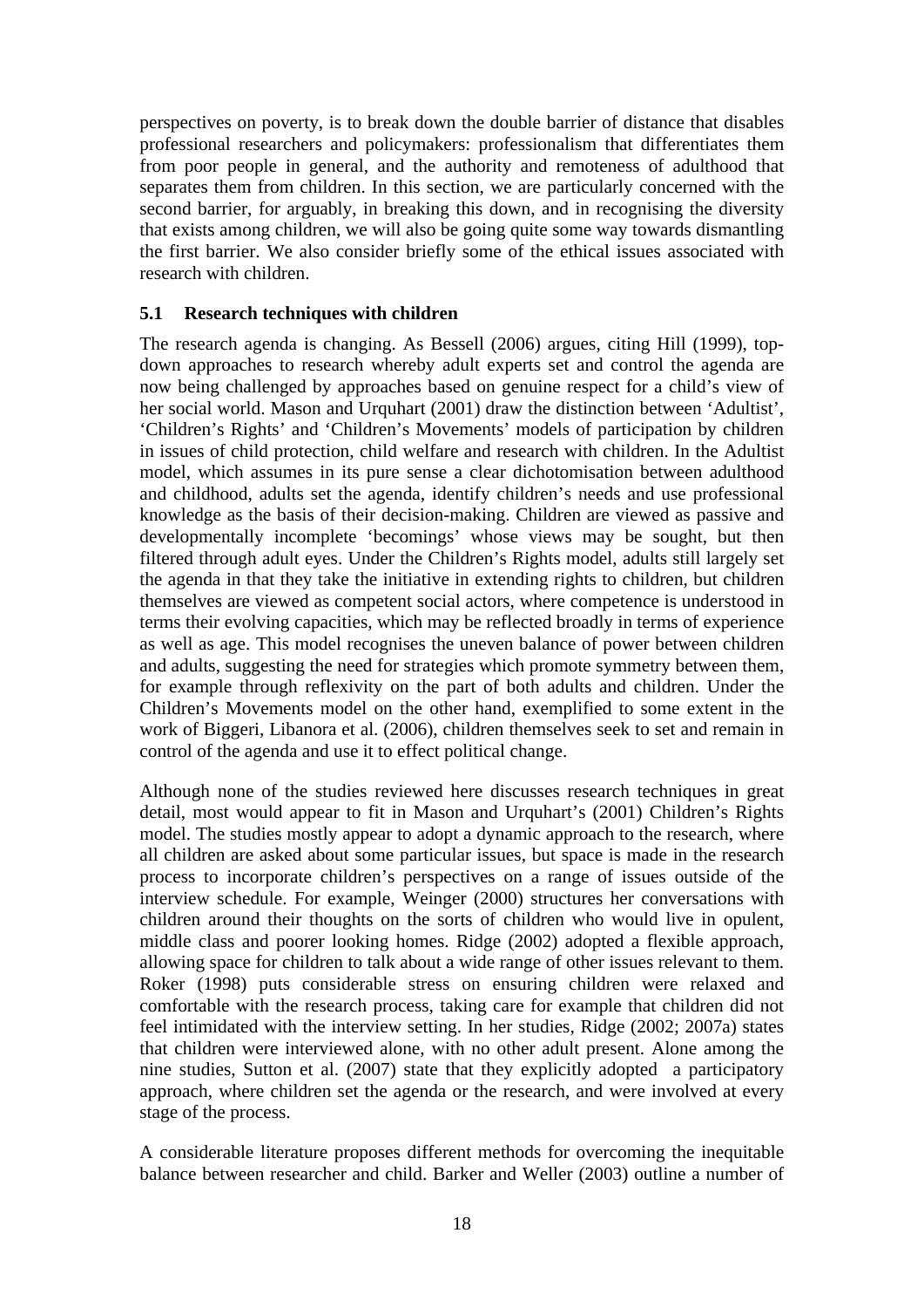perspectives on poverty, is to break down the double barrier of distance that disables professional researchers and policymakers: professionalism that differentiates them from poor people in general, and the authority and remoteness of adulthood that separates them from children. In this section, we are particularly concerned with the second barrier, for arguably, in breaking this down, and in recognising the diversity that exists among children, we will also be going quite some way towards dismantling the first barrier. We also consider briefly some of the ethical issues associated with research with children.

### 5.1 Research techniques with children

The research agenda is changing. As Bessell (2006) argues, citing Hill (1999), top-down approaches to research whereby adult experts set and control the agenda are now being challenged by approaches based on genuine respect for a child's view of her social world. Mason and Urquhart (2001) draw the distinction between 'Adultist', 'Children's Rights' and 'Children's Movements' models of participation by children in issues of child protection, child welfare and research with children. In the Adultist model, which assumes in its pure sense a clear dichotomisation between adulthood and childhood, adults set the agenda, identify children's needs and use professional knowledge as the basis of their decision-making. Children are viewed as passive and developmentally incomplete 'becomings' whose views may be sought, but then filtered through adult eyes. Under the Children's Rights model, adults still largely set the agenda in that they take the initiative in extending rights to children, but children themselves are viewed as competent social actors, where competence is understood in terms their evolving capacities, which may be reflected broadly in terms of experience as well as age. This model recognises the uneven balance of power between children and adults, suggesting the need for strategies which promote symmetry between them, for example through reflexivity on the part of both adults and children. Under the Children's Movements model on the other hand, exemplified to some extent in the work of Biggeri, Libanora et al. (2006), children themselves seek to set and remain in control of the agenda and use it to effect political change.

Although none of the studies reviewed here discusses research techniques in great detail, most would appear to fit in Mason and Urquhart's (2001) Children's Rights model. The studies mostly appear to adopt a dynamic approach to the research, where all children are asked about some particular issues, but space is made in the research process to incorporate children's perspectives on a range of issues outside of the interview schedule. For example, Weinger (2000) structures her conversations with children around their thoughts on the sorts of children who would live in opulent, middle class and poorer looking homes. Ridge (2002) adopted a flexible approach, allowing space for children to talk about a wide range of other issues relevant to them. Roker (1998) puts considerable stress on ensuring children were relaxed and comfortable with the research process, taking care for example that children did not feel intimidated with the interview setting. In her studies, Ridge (2002; 2007a) states that children were interviewed alone, with no other adult present. Alone among the nine studies, Sutton et al. (2007) state that they explicitly adopted a participatory approach, where children set the agenda or the research, and were involved at every stage of the process.

A considerable literature proposes different methods for overcoming the inequitable balance between researcher and child. Barker and Weller (2003) outline a number of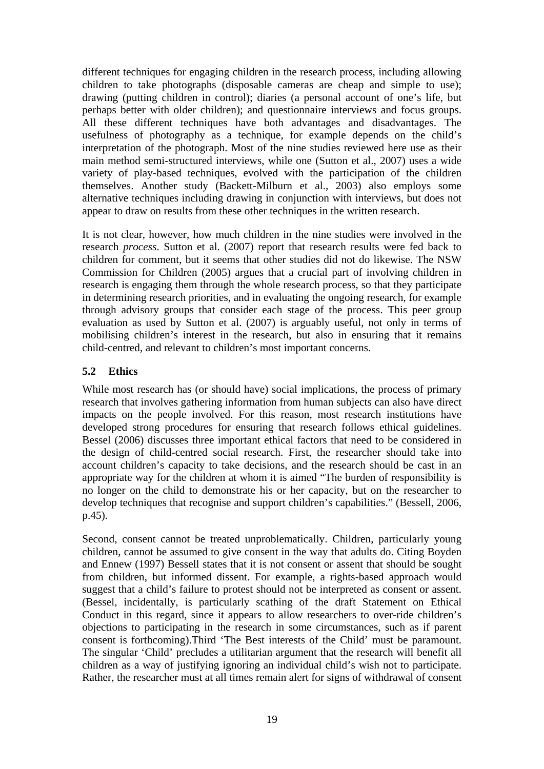different techniques for engaging children in the research process, including allowing children to take photographs (disposable cameras are cheap and simple to use); drawing (putting children in control); diaries (a personal account of one's life, but perhaps better with older children); and questionnaire interviews and focus groups. All these different techniques have both advantages and disadvantages. The usefulness of photography as a technique, for example depends on the child's interpretation of the photograph. Most of the nine studies reviewed here use as their main method semi-structured interviews, while one (Sutton et al., 2007) uses a wide variety of play-based techniques, evolved with the participation of the children themselves. Another study (Backett-Milburn et al., 2003) also employs some alternative techniques including drawing in conjunction with interviews, but does not appear to draw on results from these other techniques in the written research.

It is not clear, however, how much children in the nine studies were involved in the research *process*. Sutton et al. (2007) report that research results were fed back to children for comment, but it seems that other studies did not do likewise. The NSW Commission for Children (2005) argues that a crucial part of involving children in research is engaging them through the whole research process, so that they participate in determining research priorities, and in evaluating the ongoing research, for example through advisory groups that consider each stage of the process. This peer group evaluation as used by Sutton et al. (2007) is arguably useful, not only in terms of mobilising children's interest in the research, but also in ensuring that it remains child-centred, and relevant to children's most important concerns.

### 5.2 Ethics

While most research has (or should have) social implications, the process of primary research that involves gathering information from human subjects can also have direct impacts on the people involved. For this reason, most research institutions have developed strong procedures for ensuring that research follows ethical guidelines. Bessel (2006) discusses three important ethical factors that need to be considered in the design of child-centred social research. First, the researcher should take into account children's capacity to take decisions, and the research should be cast in an appropriate way for the children at whom it is aimed "The burden of responsibility is no longer on the child to demonstrate his or her capacity, but on the researcher to develop techniques that recognise and support children's capabilities." (Bessell, 2006, p.45).

Second, consent cannot be treated unproblematically. Children, particularly young children, cannot be assumed to give consent in the way that adults do. Citing Boyden and Ennew (1997) Bessell states that it is not consent or assent that should be sought from children, but informed dissent. For example, a rights-based approach would suggest that a child's failure to protest should not be interpreted as consent or assent. (Bessel, incidentally, is particularly scathing of the draft Statement on Ethical Conduct in this regard, since it appears to allow researchers to over-ride children's objections to participating in the research in some circumstances, such as if parent consent is forthcoming).Third 'The Best interests of the Child' must be paramount. The singular 'Child' precludes a utilitarian argument that the research will benefit all children as a way of justifying ignoring an individual child's wish not to participate. Rather, the researcher must at all times remain alert for signs of withdrawal of consent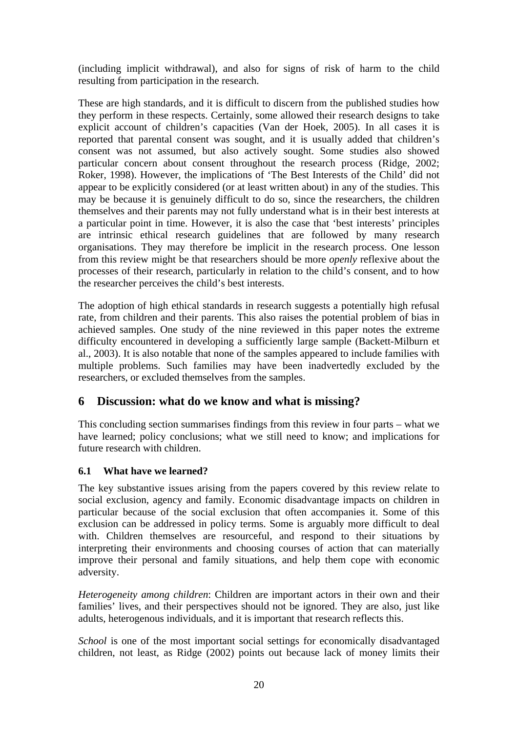(including implicit withdrawal), and also for signs of risk of harm to the child resulting from participation in the research.

These are high standards, and it is difficult to discern from the published studies how they perform in these respects. Certainly, some allowed their research designs to take explicit account of children's capacities (Van der Hoek, 2005). In all cases it is reported that parental consent was sought, and it is usually added that children's consent was not assumed, but also actively sought. Some studies also showed particular concern about consent throughout the research process (Ridge, 2002; Roker, 1998). However, the implications of 'The Best Interests of the Child' did not appear to be explicitly considered (or at least written about) in any of the studies. This may be because it is genuinely difficult to do so, since the researchers, the children themselves and their parents may not fully understand what is in their best interests at a particular point in time. However, it is also the case that 'best interests' principles are intrinsic ethical research guidelines that are followed by many research organisations. They may therefore be implicit in the research process. One lesson from this review might be that researchers should be more *openly* reflexive about the processes of their research, particularly in relation to the child's consent, and to how the researcher perceives the child's best interests.

The adoption of high ethical standards in research suggests a potentially high refusal rate, from children and their parents. This also raises the potential problem of bias in achieved samples. One study of the nine reviewed in this paper notes the extreme difficulty encountered in developing a sufficiently large sample (Backett-Milburn et al., 2003). It is also notable that none of the samples appeared to include families with multiple problems. Such families may have been inadvertedly excluded by the researchers, or excluded themselves from the samples.

## 6 Discussion: what do we know and what is missing?

This concluding section summarises findings from this review in four parts – what we have learned; policy conclusions; what we still need to know; and implications for future research with children.

### 6.1 What have we learned?

The key substantive issues arising from the papers covered by this review relate to social exclusion, agency and family. Economic disadvantage impacts on children in particular because of the social exclusion that often accompanies it. Some of this exclusion can be addressed in policy terms. Some is arguably more difficult to deal with. Children themselves are resourceful, and respond to their situations by interpreting their environments and choosing courses of action that can materially improve their personal and family situations, and help them cope with economic adversity.

*Heterogeneity among children*: Children are important actors in their own and their families' lives, and their perspectives should not be ignored. They are also, just like adults, heterogenous individuals, and it is important that research reflects this.

*School* is one of the most important social settings for economically disadvantaged children, not least, as Ridge (2002) points out because lack of money limits their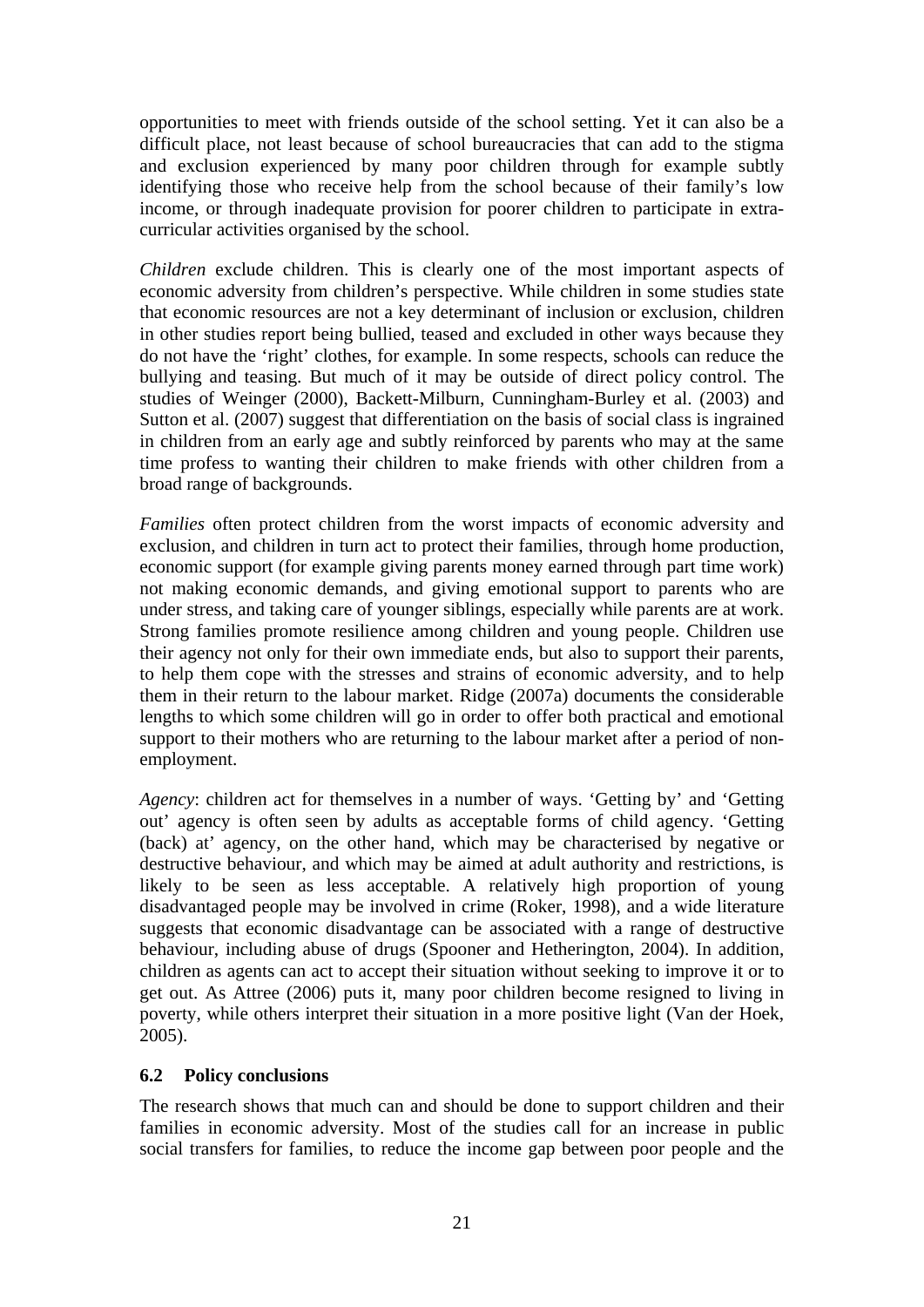opportunities to meet with friends outside of the school setting. Yet it can also be a difficult place, not least because of school bureaucracies that can add to the stigma and exclusion experienced by many poor children through for example subtly identifying those who receive help from the school because of their family's low income, or through inadequate provision for poorer children to participate in extra-curricular activities organised by the school.

*Children* exclude children. This is clearly one of the most important aspects of economic adversity from children's perspective. While children in some studies state that economic resources are not a key determinant of inclusion or exclusion, children in other studies report being bullied, teased and excluded in other ways because they do not have the 'right' clothes, for example. In some respects, schools can reduce the bullying and teasing. But much of it may be outside of direct policy control. The studies of Weinger (2000), Backett-Milburn, Cunningham-Burley et al. (2003) and Sutton et al. (2007) suggest that differentiation on the basis of social class is ingrained in children from an early age and subtly reinforced by parents who may at the same time profess to wanting their children to make friends with other children from a broad range of backgrounds.

*Families* often protect children from the worst impacts of economic adversity and exclusion, and children in turn act to protect their families, through home production, economic support (for example giving parents money earned through part time work) not making economic demands, and giving emotional support to parents who are under stress, and taking care of younger siblings, especially while parents are at work. Strong families promote resilience among children and young people. Children use their agency not only for their own immediate ends, but also to support their parents, to help them cope with the stresses and strains of economic adversity, and to help them in their return to the labour market. Ridge (2007a) documents the considerable lengths to which some children will go in order to offer both practical and emotional support to their mothers who are returning to the labour market after a period of non-employment.

*Agency*: children act for themselves in a number of ways. 'Getting by' and 'Getting out' agency is often seen by adults as acceptable forms of child agency. 'Getting (back) at' agency, on the other hand, which may be characterised by negative or destructive behaviour, and which may be aimed at adult authority and restrictions, is likely to be seen as less acceptable. A relatively high proportion of young disadvantaged people may be involved in crime (Roker, 1998), and a wide literature suggests that economic disadvantage can be associated with a range of destructive behaviour, including abuse of drugs (Spooner and Hetherington, 2004). In addition, children as agents can act to accept their situation without seeking to improve it or to get out. As Attree (2006) puts it, many poor children become resigned to living in poverty, while others interpret their situation in a more positive light (Van der Hoek, 2005).

## 6.2 Policy conclusions

The research shows that much can and should be done to support children and their families in economic adversity. Most of the studies call for an increase in public social transfers for families, to reduce the income gap between poor people and the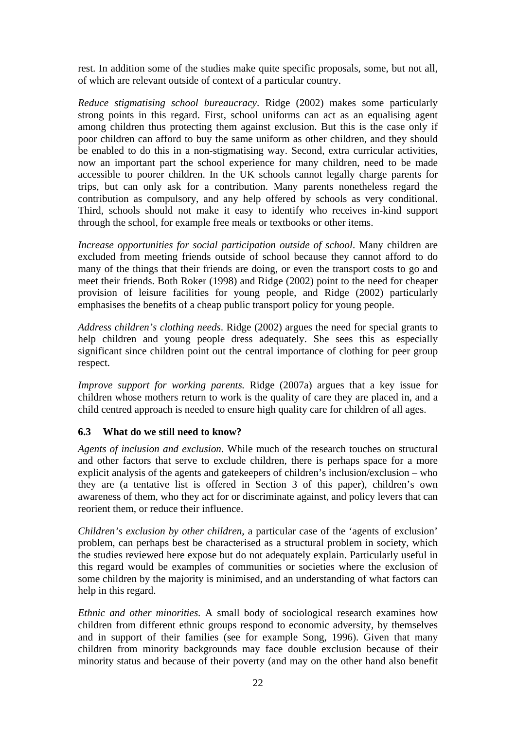rest. In addition some of the studies make quite specific proposals, some, but not all, of which are relevant outside of context of a particular country.

*Reduce stigmatising school bureaucracy*. Ridge (2002) makes some particularly strong points in this regard. First, school uniforms can act as an equalising agent among children thus protecting them against exclusion. But this is the case only if poor children can afford to buy the same uniform as other children, and they should be enabled to do this in a non-stigmatising way. Second, extra curricular activities, now an important part the school experience for many children, need to be made accessible to poorer children. In the UK schools cannot legally charge parents for trips, but can only ask for a contribution. Many parents nonetheless regard the contribution as compulsory, and any help offered by schools as very conditional. Third, schools should not make it easy to identify who receives in-kind support through the school, for example free meals or textbooks or other items.

*Increase opportunities for social participation outside of school*. Many children are excluded from meeting friends outside of school because they cannot afford to do many of the things that their friends are doing, or even the transport costs to go and meet their friends. Both Roker (1998) and Ridge (2002) point to the need for cheaper provision of leisure facilities for young people, and Ridge (2002) particularly emphasises the benefits of a cheap public transport policy for young people.

*Address children's clothing needs*. Ridge (2002) argues the need for special grants to help children and young people dress adequately. She sees this as especially significant since children point out the central importance of clothing for peer group respect.

*Improve support for working parents.* Ridge (2007a) argues that a key issue for children whose mothers return to work is the quality of care they are placed in, and a child centred approach is needed to ensure high quality care for children of all ages.

### 6.3 What do we still need to know?

*Agents of inclusion and exclusion*. While much of the research touches on structural and other factors that serve to exclude children, there is perhaps space for a more explicit analysis of the agents and gatekeepers of children's inclusion/exclusion – who they are (a tentative list is offered in Section 3 of this paper), children's own awareness of them, who they act for or discriminate against, and policy levers that can reorient them, or reduce their influence.

*Children's exclusion by other children*, a particular case of the 'agents of exclusion' problem, can perhaps best be characterised as a structural problem in society, which the studies reviewed here expose but do not adequately explain. Particularly useful in this regard would be examples of communities or societies where the exclusion of some children by the majority is minimised, and an understanding of what factors can help in this regard.

*Ethnic and other minorities.* A small body of sociological research examines how children from different ethnic groups respond to economic adversity, by themselves and in support of their families (see for example Song, 1996). Given that many children from minority backgrounds may face double exclusion because of their minority status and because of their poverty (and may on the other hand also benefit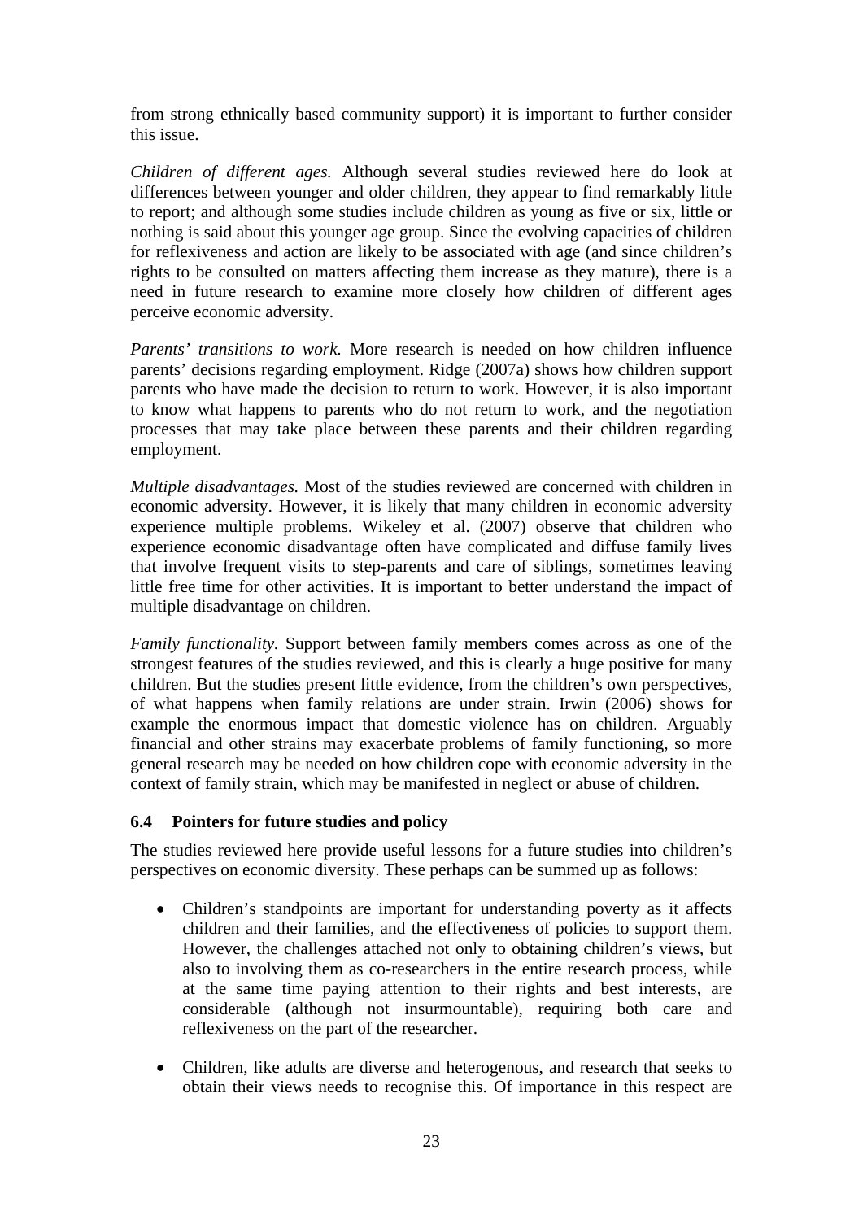from strong ethnically based community support) it is important to further consider this issue.

*Children of different ages.* Although several studies reviewed here do look at differences between younger and older children, they appear to find remarkably little to report; and although some studies include children as young as five or six, little or nothing is said about this younger age group. Since the evolving capacities of children for reflexiveness and action are likely to be associated with age (and since children's rights to be consulted on matters affecting them increase as they mature), there is a need in future research to examine more closely how children of different ages perceive economic adversity.

*Parents' transitions to work.* More research is needed on how children influence parents' decisions regarding employment. Ridge (2007a) shows how children support parents who have made the decision to return to work. However, it is also important to know what happens to parents who do not return to work, and the negotiation processes that may take place between these parents and their children regarding employment.

*Multiple disadvantages.* Most of the studies reviewed are concerned with children in economic adversity. However, it is likely that many children in economic adversity experience multiple problems. Wikeley et al. (2007) observe that children who experience economic disadvantage often have complicated and diffuse family lives that involve frequent visits to step-parents and care of siblings, sometimes leaving little free time for other activities. It is important to better understand the impact of multiple disadvantage on children.

*Family functionality.* Support between family members comes across as one of the strongest features of the studies reviewed, and this is clearly a huge positive for many children. But the studies present little evidence, from the children's own perspectives, of what happens when family relations are under strain. Irwin (2006) shows for example the enormous impact that domestic violence has on children. Arguably financial and other strains may exacerbate problems of family functioning, so more general research may be needed on how children cope with economic adversity in the context of family strain, which may be manifested in neglect or abuse of children.

### 6.4 Pointers for future studies and policy

The studies reviewed here provide useful lessons for a future studies into children's perspectives on economic diversity. These perhaps can be summed up as follows:

- Children's standpoints are important for understanding poverty as it affects children and their families, and the effectiveness of policies to support them. However, the challenges attached not only to obtaining children's views, but also to involving them as co-researchers in the entire research process, while at the same time paying attention to their rights and best interests, are considerable (although not insurmountable), requiring both care and reflexiveness on the part of the researcher.

- Children, like adults are diverse and heterogenous, and research that seeks to obtain their views needs to recognise this. Of importance in this respect are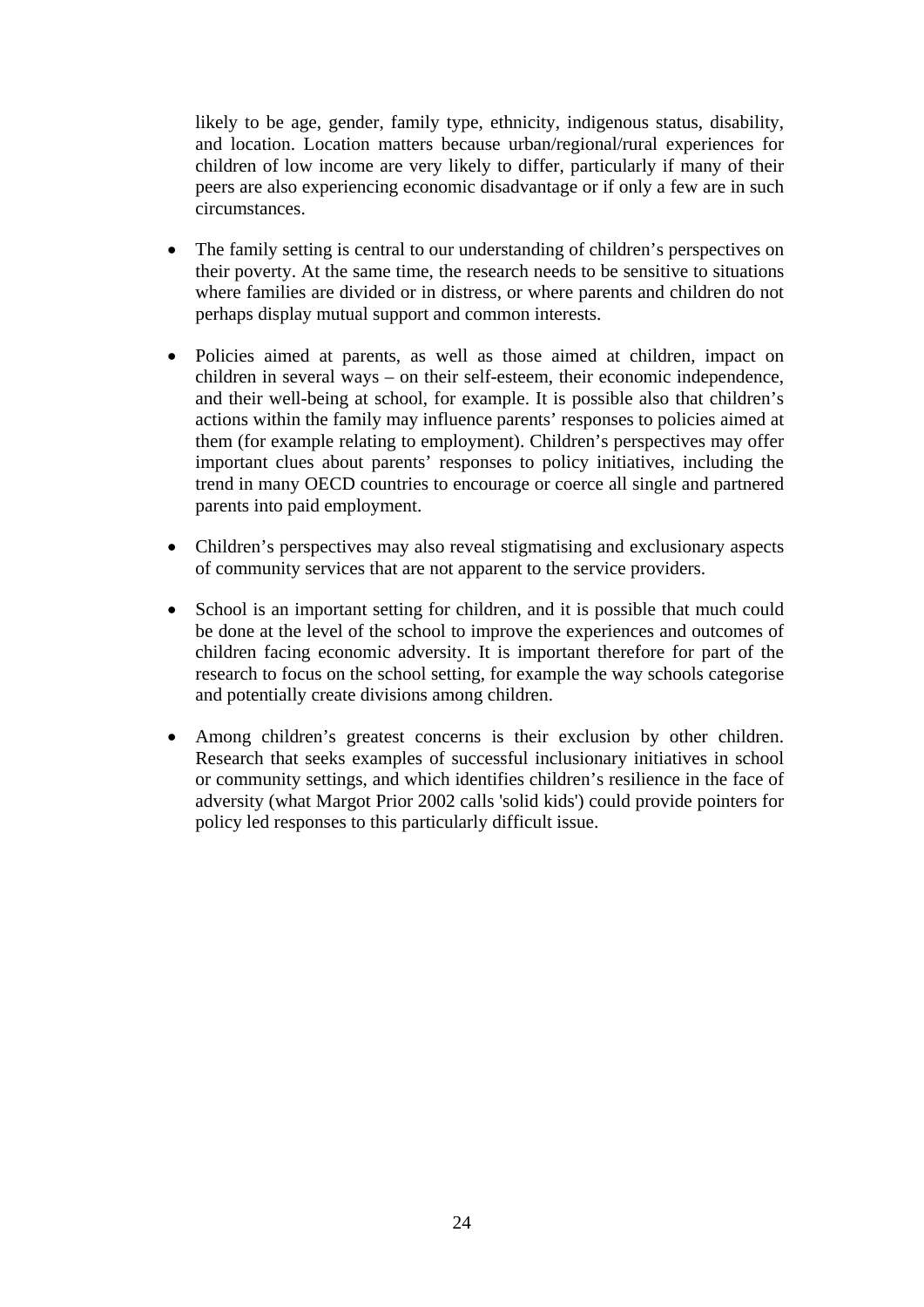likely to be age, gender, family type, ethnicity, indigenous status, disability, and location. Location matters because urban/regional/rural experiences for children of low income are very likely to differ, particularly if many of their peers are also experiencing economic disadvantage or if only a few are in such circumstances.

- The family setting is central to our understanding of children's perspectives on their poverty. At the same time, the research needs to be sensitive to situations where families are divided or in distress, or where parents and children do not perhaps display mutual support and common interests.

- Policies aimed at parents, as well as those aimed at children, impact on children in several ways – on their self-esteem, their economic independence, and their well-being at school, for example. It is possible also that children's actions within the family may influence parents' responses to policies aimed at them (for example relating to employment). Children's perspectives may offer important clues about parents' responses to policy initiatives, including the trend in many OECD countries to encourage or coerce all single and partnered parents into paid employment.

- Children's perspectives may also reveal stigmatising and exclusionary aspects of community services that are not apparent to the service providers.

- School is an important setting for children, and it is possible that much could be done at the level of the school to improve the experiences and outcomes of children facing economic adversity. It is important therefore for part of the research to focus on the school setting, for example the way schools categorise and potentially create divisions among children.

- Among children's greatest concerns is their exclusion by other children. Research that seeks examples of successful inclusionary initiatives in school or community settings, and which identifies children's resilience in the face of adversity (what Margot Prior 2002 calls 'solid kids') could provide pointers for policy led responses to this particularly difficult issue.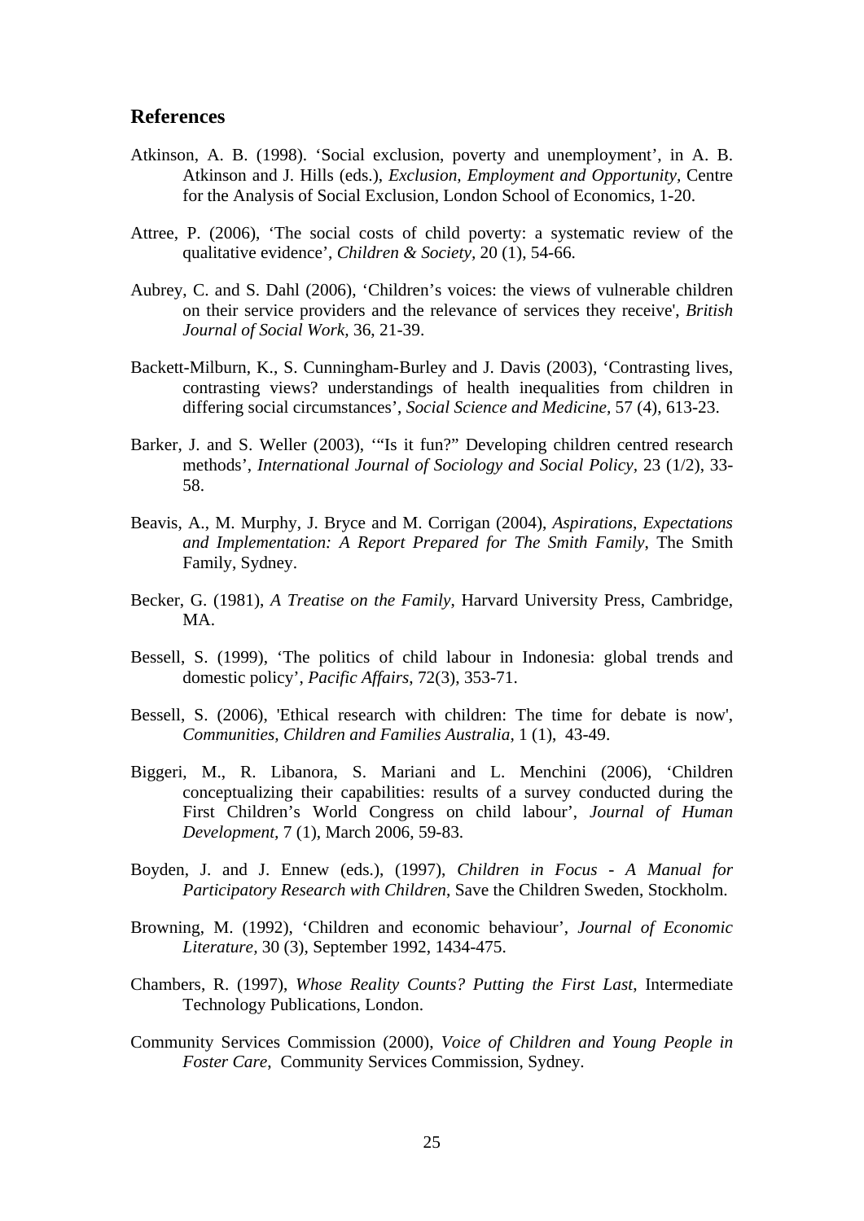## References

Atkinson, A. B. (1998). 'Social exclusion, poverty and unemployment', in A. B. Atkinson and J. Hills (eds.), *Exclusion, Employment and Opportunity*, Centre for the Analysis of Social Exclusion, London School of Economics, 1-20.

Attree, P. (2006), 'The social costs of child poverty: a systematic review of the qualitative evidence', *Children & Society*, 20 (1), 54-66.

Aubrey, C. and S. Dahl (2006), 'Children's voices: the views of vulnerable children on their service providers and the relevance of services they receive', *British Journal of Social Work,* 36, 21-39.

Backett-Milburn, K., S. Cunningham-Burley and J. Davis (2003), 'Contrasting lives, contrasting views? understandings of health inequalities from children in differing social circumstances', *Social Science and Medicine,* 57 (4), 613-23.

Barker, J. and S. Weller (2003), '"Is it fun?" Developing children centred research methods', *International Journal of Sociology and Social Policy,* 23 (1/2), 33-58.

Beavis, A., M. Murphy, J. Bryce and M. Corrigan (2004), *Aspirations, Expectations and Implementation: A Report Prepared for The Smith Family*, The Smith Family, Sydney.

Becker, G. (1981), *A Treatise on the Family*, Harvard University Press, Cambridge, MA.

Bessell, S. (1999), 'The politics of child labour in Indonesia: global trends and domestic policy', *Pacific Affairs*, 72(3), 353-71.

Bessell, S. (2006), 'Ethical research with children: The time for debate is now', *Communities, Children and Families Australia,* 1 (1), 43-49.

Biggeri, M., R. Libanora, S. Mariani and L. Menchini (2006), 'Children conceptualizing their capabilities: results of a survey conducted during the First Children's World Congress on child labour', *Journal of Human Development*, 7 (1), March 2006, 59-83.

Boyden, J. and J. Ennew (eds.), (1997), *Children in Focus - A Manual for Participatory Research with Children*, Save the Children Sweden, Stockholm.

Browning, M. (1992), 'Children and economic behaviour', *Journal of Economic Literature,* 30 (3), September 1992, 1434-475.

Chambers, R. (1997), *Whose Reality Counts? Putting the First Last*, Intermediate Technology Publications, London.

Community Services Commission (2000), *Voice of Children and Young People in Foster Care*, Community Services Commission, Sydney.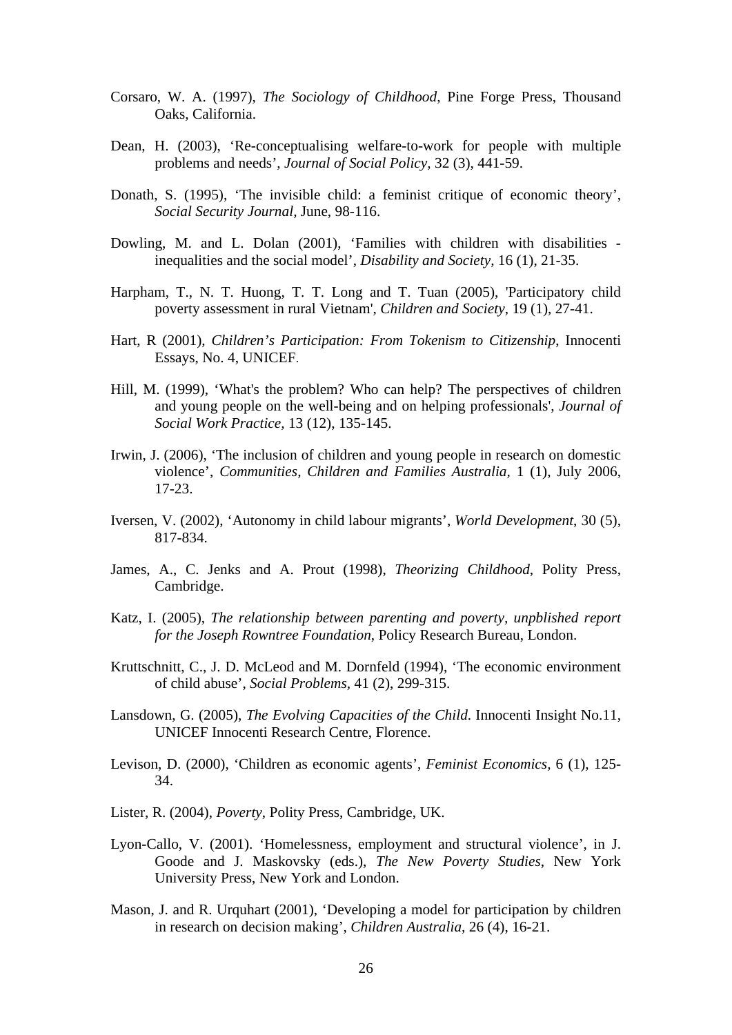Corsaro, W. A. (1997), *The Sociology of Childhood*, Pine Forge Press, Thousand Oaks, California.

Dean, H. (2003), 'Re-conceptualising welfare-to-work for people with multiple problems and needs', *Journal of Social Policy,* 32 (3), 441-59.

Donath, S. (1995), 'The invisible child: a feminist critique of economic theory', *Social Security Journal,* June, 98-116.

Dowling, M. and L. Dolan (2001), 'Families with children with disabilities - inequalities and the social model', *Disability and Society*, 16 (1), 21-35.

Harpham, T., N. T. Huong, T. T. Long and T. Tuan (2005), 'Participatory child poverty assessment in rural Vietnam', *Children and Society*, 19 (1), 27-41.

Hart, R (2001), *Children's Participation: From Tokenism to Citizenship,* Innocenti Essays, No. 4, UNICEF.

Hill, M. (1999), 'What's the problem? Who can help? The perspectives of children and young people on the well-being and on helping professionals', *Journal of Social Work Practice,* 13 (12), 135-145.

Irwin, J. (2006), 'The inclusion of children and young people in research on domestic violence', *Communities, Children and Families Australia,* 1 (1), July 2006, 17-23.

Iversen, V. (2002), 'Autonomy in child labour migrants', *World Development*, 30 (5), 817-834.

James, A., C. Jenks and A. Prout (1998), *Theorizing Childhood*, Polity Press, Cambridge.

Katz, I. (2005), *The relationship between parenting and poverty, unpblished report for the Joseph Rowntree Foundation*, Policy Research Bureau, London.

Kruttschnitt, C., J. D. McLeod and M. Dornfeld (1994), 'The economic environment of child abuse', *Social Problems,* 41 (2), 299-315.

Lansdown, G. (2005), *The Evolving Capacities of the Child*. Innocenti Insight No.11, UNICEF Innocenti Research Centre, Florence.

Levison, D. (2000), 'Children as economic agents', *Feminist Economics,* 6 (1), 125-34.

Lister, R. (2004), *Poverty*, Polity Press, Cambridge, UK.

Lyon-Callo, V. (2001). 'Homelessness, employment and structural violence', in J. Goode and J. Maskovsky (eds.), *The New Poverty Studies*, New York University Press, New York and London.

Mason, J. and R. Urquhart (2001), 'Developing a model for participation by children in research on decision making', *Children Australia,* 26 (4), 16-21.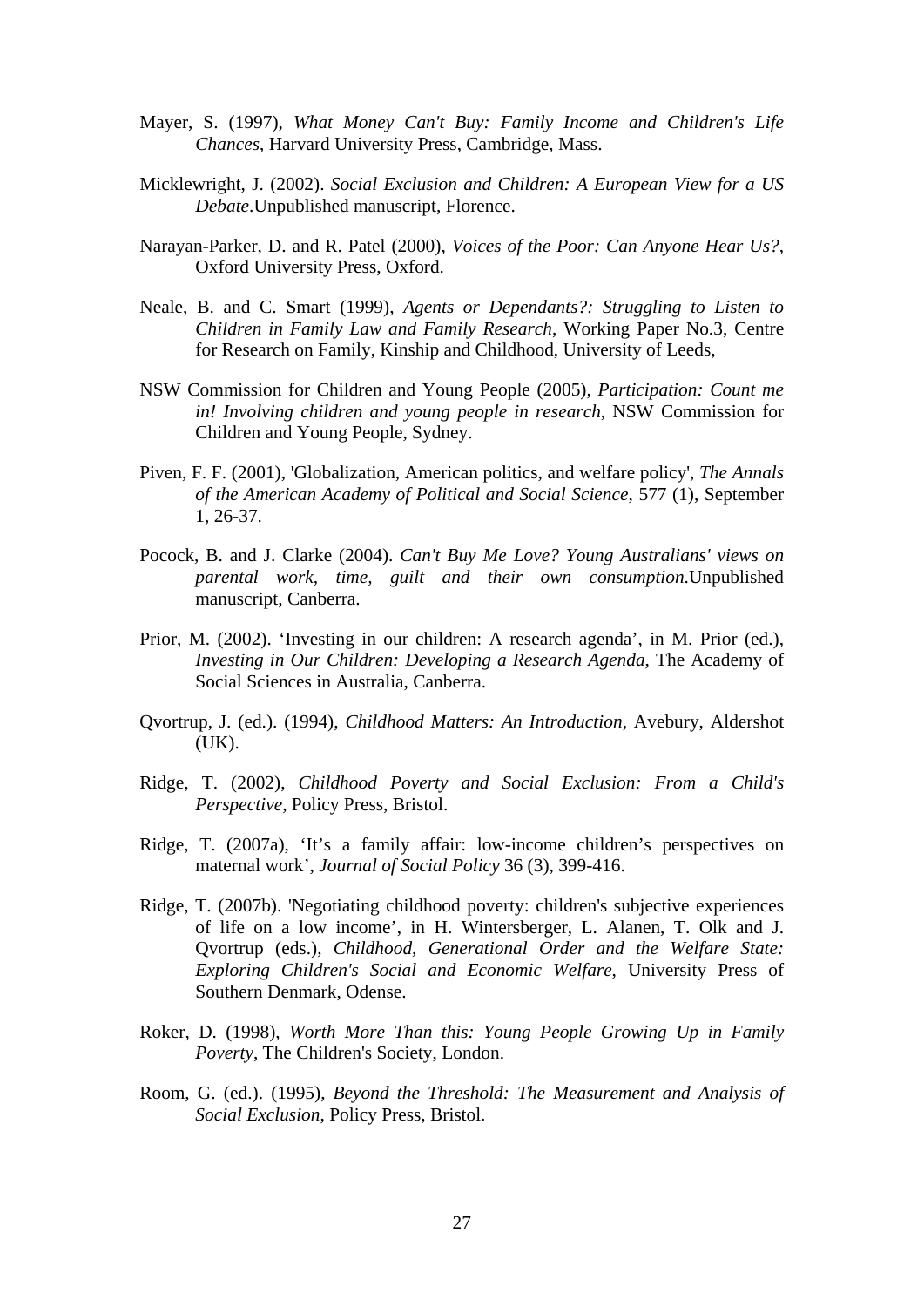Mayer, S. (1997), *What Money Can't Buy: Family Income and Children's Life Chances*, Harvard University Press, Cambridge, Mass.

Micklewright, J. (2002). *Social Exclusion and Children: A European View for a US Debate*.Unpublished manuscript, Florence.

Narayan-Parker, D. and R. Patel (2000), *Voices of the Poor: Can Anyone Hear Us?*, Oxford University Press, Oxford.

Neale, B. and C. Smart (1999), *Agents or Dependants?: Struggling to Listen to Children in Family Law and Family Research*, Working Paper No.3, Centre for Research on Family, Kinship and Childhood, University of Leeds,

NSW Commission for Children and Young People (2005), *Participation: Count me in! Involving children and young people in research*, NSW Commission for Children and Young People, Sydney.

Piven, F. F. (2001), 'Globalization, American politics, and welfare policy', *The Annals of the American Academy of Political and Social Science*, 577 (1), September 1, 26-37.

Pocock, B. and J. Clarke (2004). *Can't Buy Me Love? Young Australians' views on parental work, time, guilt and their own consumption*.Unpublished manuscript, Canberra.

Prior, M. (2002). 'Investing in our children: A research agenda', in M. Prior (ed.), *Investing in Our Children: Developing a Research Agenda*, The Academy of Social Sciences in Australia, Canberra.

Qvortrup, J. (ed.). (1994), *Childhood Matters: An Introduction*, Avebury, Aldershot (UK).

Ridge, T. (2002), *Childhood Poverty and Social Exclusion: From a Child's Perspective*, Policy Press, Bristol.

Ridge, T. (2007a), 'It's a family affair: low-income children's perspectives on maternal work', *Journal of Social Policy* 36 (3), 399-416.

Ridge, T. (2007b). 'Negotiating childhood poverty: children's subjective experiences of life on a low income', in H. Wintersberger, L. Alanen, T. Olk and J. Qvortrup (eds.), *Childhood, Generational Order and the Welfare State: Exploring Children's Social and Economic Welfare*, University Press of Southern Denmark, Odense.

Roker, D. (1998), *Worth More Than this: Young People Growing Up in Family Poverty*, The Children's Society, London.

Room, G. (ed.). (1995), *Beyond the Threshold: The Measurement and Analysis of Social Exclusion*, Policy Press, Bristol.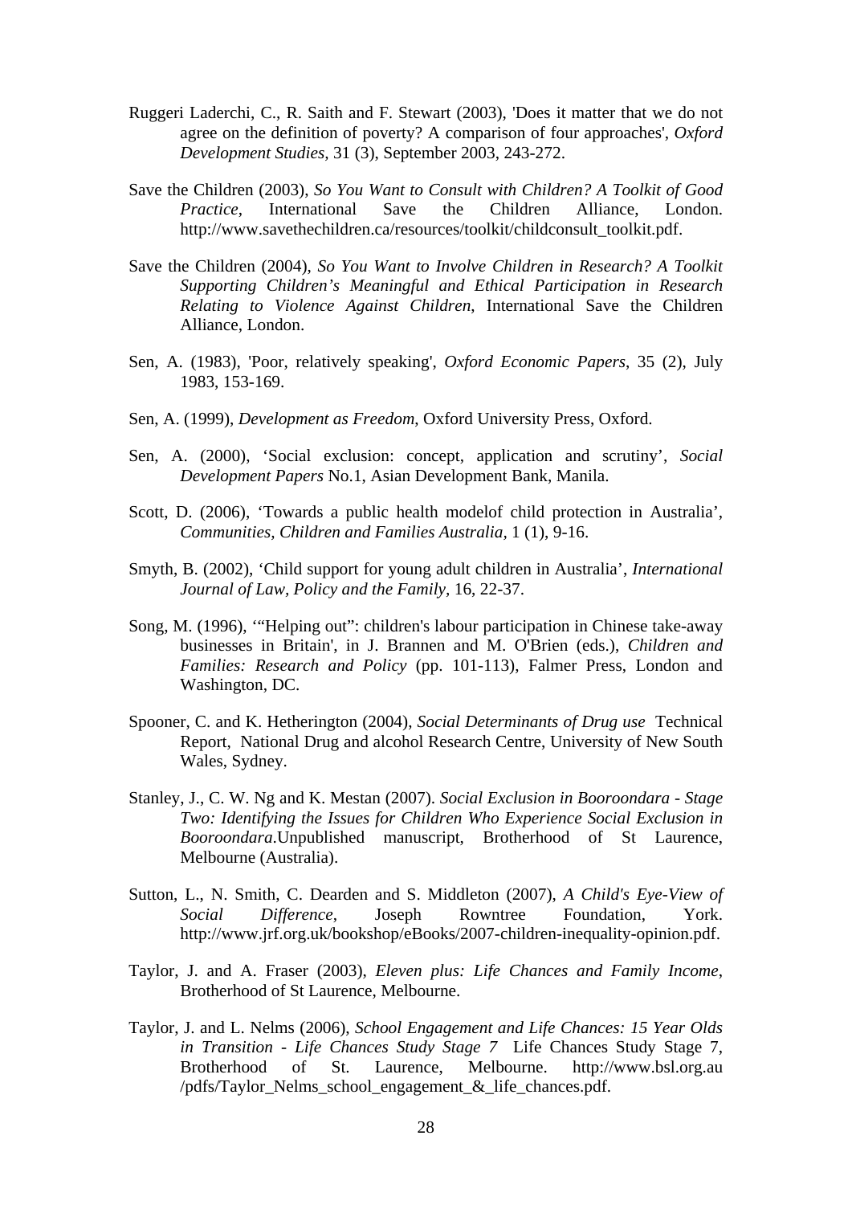Ruggeri Laderchi, C., R. Saith and F. Stewart (2003), 'Does it matter that we do not agree on the definition of poverty? A comparison of four approaches', *Oxford Development Studies*, 31 (3), September 2003, 243-272.

Save the Children (2003), *So You Want to Consult with Children? A Toolkit of Good Practice*, International Save the Children Alliance, London. http://www.savethechildren.ca/resources/toolkit/childconsult_toolkit.pdf.

Save the Children (2004), *So You Want to Involve Children in Research? A Toolkit Supporting Children's Meaningful and Ethical Participation in Research Relating to Violence Against Children*, International Save the Children Alliance, London.

Sen, A. (1983), 'Poor, relatively speaking', *Oxford Economic Papers*, 35 (2), July 1983, 153-169.

Sen, A. (1999), *Development as Freedom*, Oxford University Press, Oxford.

Sen, A. (2000), 'Social exclusion: concept, application and scrutiny', *Social Development Papers* No.1, Asian Development Bank, Manila.

Scott, D. (2006), 'Towards a public health modelof child protection in Australia', *Communities, Children and Families Australia*, 1 (1), 9-16.

Smyth, B. (2002), 'Child support for young adult children in Australia', *International Journal of Law, Policy and the Family*, 16, 22-37.

Song, M. (1996), '"Helping out": children's labour participation in Chinese take-away businesses in Britain', in J. Brannen and M. O'Brien (eds.), *Children and Families: Research and Policy* (pp. 101-113), Falmer Press, London and Washington, DC.

Spooner, C. and K. Hetherington (2004), *Social Determinants of Drug use* Technical Report, National Drug and alcohol Research Centre, University of New South Wales, Sydney.

Stanley, J., C. W. Ng and K. Mestan (2007). *Social Exclusion in Booroondara - Stage Two: Identifying the Issues for Children Who Experience Social Exclusion in Booroondara*.Unpublished manuscript, Brotherhood of St Laurence, Melbourne (Australia).

Sutton, L., N. Smith, C. Dearden and S. Middleton (2007), *A Child's Eye-View of Social Difference*, Joseph Rowntree Foundation, York. http://www.jrf.org.uk/bookshop/eBooks/2007-children-inequality-opinion.pdf.

Taylor, J. and A. Fraser (2003), *Eleven plus: Life Chances and Family Income*, Brotherhood of St Laurence, Melbourne.

Taylor, J. and L. Nelms (2006), *School Engagement and Life Chances: 15 Year Olds in Transition - Life Chances Study Stage 7* Life Chances Study Stage 7, Brotherhood of St. Laurence, Melbourne. http://www.bsl.org.au /pdfs/Taylor_Nelms_school_engagement_&_life_chances.pdf.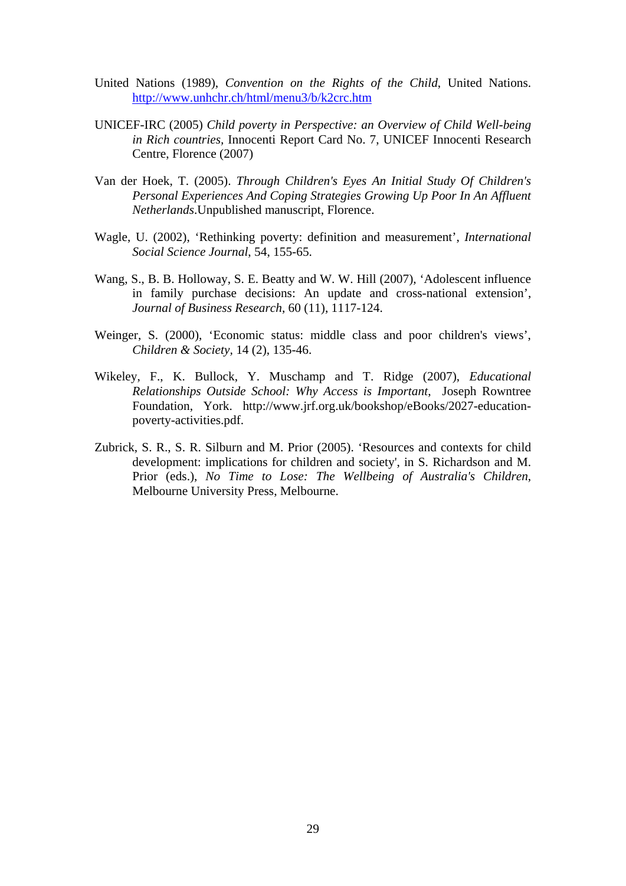United Nations (1989), *Convention on the Rights of the Child*, United Nations. http://www.unhchr.ch/html/menu3/b/k2crc.htm

UNICEF-IRC (2005) *Child poverty in Perspective: an Overview of Child Well-being in Rich countries*, Innocenti Report Card No. 7, UNICEF Innocenti Research Centre, Florence (2007)

Van der Hoek, T. (2005). *Through Children's Eyes An Initial Study Of Children's Personal Experiences And Coping Strategies Growing Up Poor In An Affluent Netherlands*.Unpublished manuscript, Florence.

Wagle, U. (2002), 'Rethinking poverty: definition and measurement', *International Social Science Journal*, 54, 155-65.

Wang, S., B. B. Holloway, S. E. Beatty and W. W. Hill (2007), 'Adolescent influence in family purchase decisions: An update and cross-national extension', *Journal of Business Research*, 60 (11), 1117-124.

Weinger, S. (2000), 'Economic status: middle class and poor children's views', *Children & Society*, 14 (2), 135-46.

Wikeley, F., K. Bullock, Y. Muschamp and T. Ridge (2007), *Educational Relationships Outside School: Why Access is Important*, Joseph Rowntree Foundation, York. http://www.jrf.org.uk/bookshop/eBooks/2027-education-poverty-activities.pdf.

Zubrick, S. R., S. R. Silburn and M. Prior (2005). 'Resources and contexts for child development: implications for children and society', in S. Richardson and M. Prior (eds.), *No Time to Lose: The Wellbeing of Australia's Children*, Melbourne University Press, Melbourne.